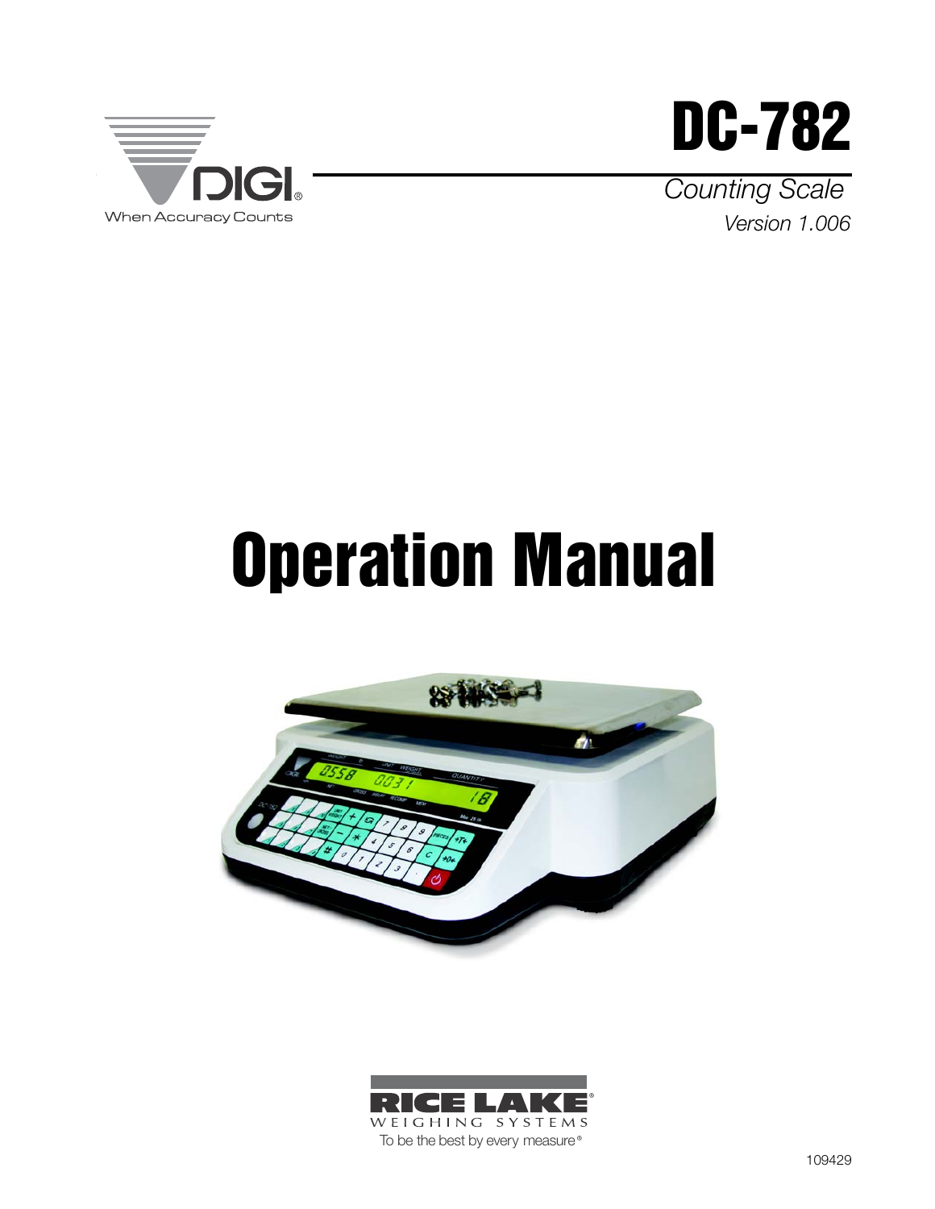DIGI®

When Accuracy Counts

# DC-782

*Counting Scale*

*Version 1.006*

# Operation Manual

RICE LAKE®

WEIGHING SYSTEMS

To be the best by every measure®

109429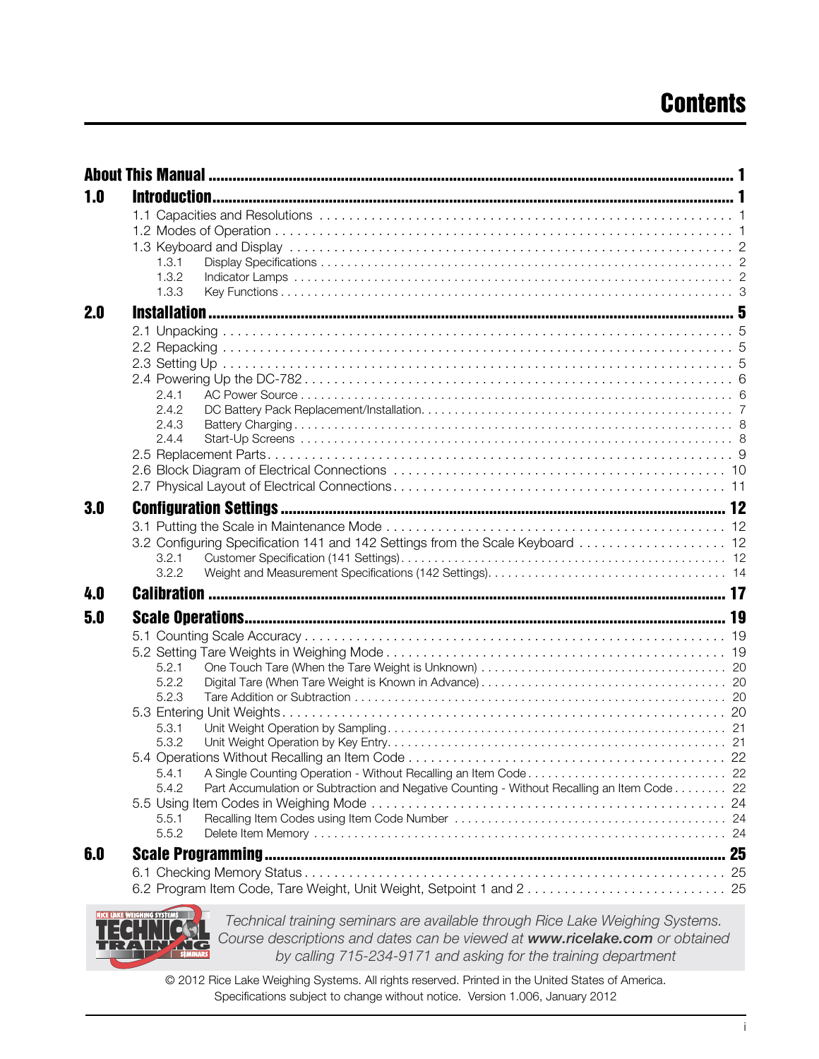# Contents

- **About This Manual** ... 1
- **1.0 Introduction** ... 1
  - 1.1 Capacities and Resolutions ... 1
  - 1.2 Modes of Operation ... 1
  - 1.3 Keyboard and Display ... 2
    - 1.3.1 Display Specifications ... 2
    - 1.3.2 Indicator Lamps ... 2
    - 1.3.3 Key Functions ... 3
- **2.0 Installation** ... 5
  - 2.1 Unpacking ... 5
  - 2.2 Repacking ... 5
  - 2.3 Setting Up ... 5
  - 2.4 Powering Up the DC-782 ... 6
    - 2.4.1 AC Power Source ... 6
    - 2.4.2 DC Battery Pack Replacement/Installation ... 7
    - 2.4.3 Battery Charging ... 8
    - 2.4.4 Start-Up Screens ... 8
  - 2.5 Replacement Parts ... 9
  - 2.6 Block Diagram of Electrical Connections ... 10
  - 2.7 Physical Layout of Electrical Connections ... 11
- **3.0 Configuration Settings** ... 12
  - 3.1 Putting the Scale in Maintenance Mode ... 12
  - 3.2 Configuring Specification 141 and 142 Settings from the Scale Keyboard ... 12
    - 3.2.1 Customer Specification (141 Settings) ... 12
    - 3.2.2 Weight and Measurement Specifications (142 Settings) ... 14
- **4.0 Calibration** ... 17
- **5.0 Scale Operations** ... 19
  - 5.1 Counting Scale Accuracy ... 19
  - 5.2 Setting Tare Weights in Weighing Mode ... 19
    - 5.2.1 One Touch Tare (When the Tare Weight is Unknown) ... 20
    - 5.2.2 Digital Tare (When Tare Weight is Known in Advance) ... 20
    - 5.2.3 Tare Addition or Subtraction ... 20
  - 5.3 Entering Unit Weights ... 20
    - 5.3.1 Unit Weight Operation by Sampling ... 21
    - 5.3.2 Unit Weight Operation by Key Entry ... 21
  - 5.4 Operations Without Recalling an Item Code ... 22
    - 5.4.1 A Single Counting Operation - Without Recalling an Item Code ... 22
    - 5.4.2 Part Accumulation or Subtraction and Negative Counting - Without Recalling an Item Code ... 22
  - 5.5 Using Item Codes in Weighing Mode ... 24
    - 5.5.1 Recalling Item Codes using Item Code Number ... 24
    - 5.5.2 Delete Item Memory ... 24
- **6.0 Scale Programming** ... 25
  - 6.1 Checking Memory Status ... 25
  - 6.2 Program Item Code, Tare Weight, Unit Weight, Setpoint 1 and 2 ... 25

*Technical training seminars are available through Rice Lake Weighing Systems. Course descriptions and dates can be viewed at **www.ricelake.com** or obtained by calling 715-234-9171 and asking for the training department*

© 2012 Rice Lake Weighing Systems. All rights reserved. Printed in the United States of America.
Specifications subject to change without notice. Version 1.006, January 2012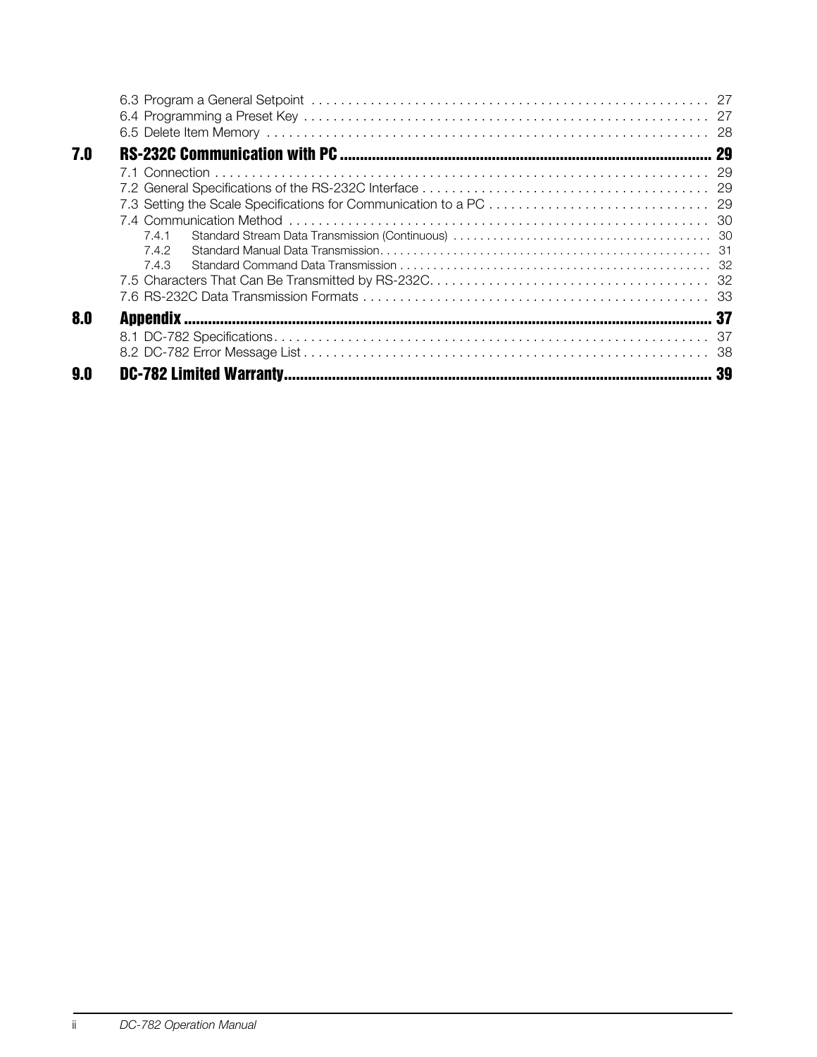6.3 Program a General Setpoint . . . . . . . . . . 27
6.4 Programming a Preset Key . . . . . . . . . . 27
6.5 Delete Item Memory . . . . . . . . . . 28

**7.0 RS-232C Communication with PC . . . . . . . . . . 29**

7.1 Connection . . . . . . . . . . 29
7.2 General Specifications of the RS-232C Interface . . . . . . . . . . 29
7.3 Setting the Scale Specifications for Communication to a PC . . . . . . . . . . 29
7.4 Communication Method . . . . . . . . . . 30
7.4.1 Standard Stream Data Transmission (Continuous) . . . . . . . . . . 30
7.4.2 Standard Manual Data Transmission . . . . . . . . . . 31
7.4.3 Standard Command Data Transmission . . . . . . . . . . 32
7.5 Characters That Can Be Transmitted by RS-232C . . . . . . . . . . 32
7.6 RS-232C Data Transmission Formats . . . . . . . . . . 33

**8.0 Appendix . . . . . . . . . . 37**

8.1 DC-782 Specifications . . . . . . . . . . 37
8.2 DC-782 Error Message List . . . . . . . . . . 38

**9.0 DC-782 Limited Warranty . . . . . . . . . . 39**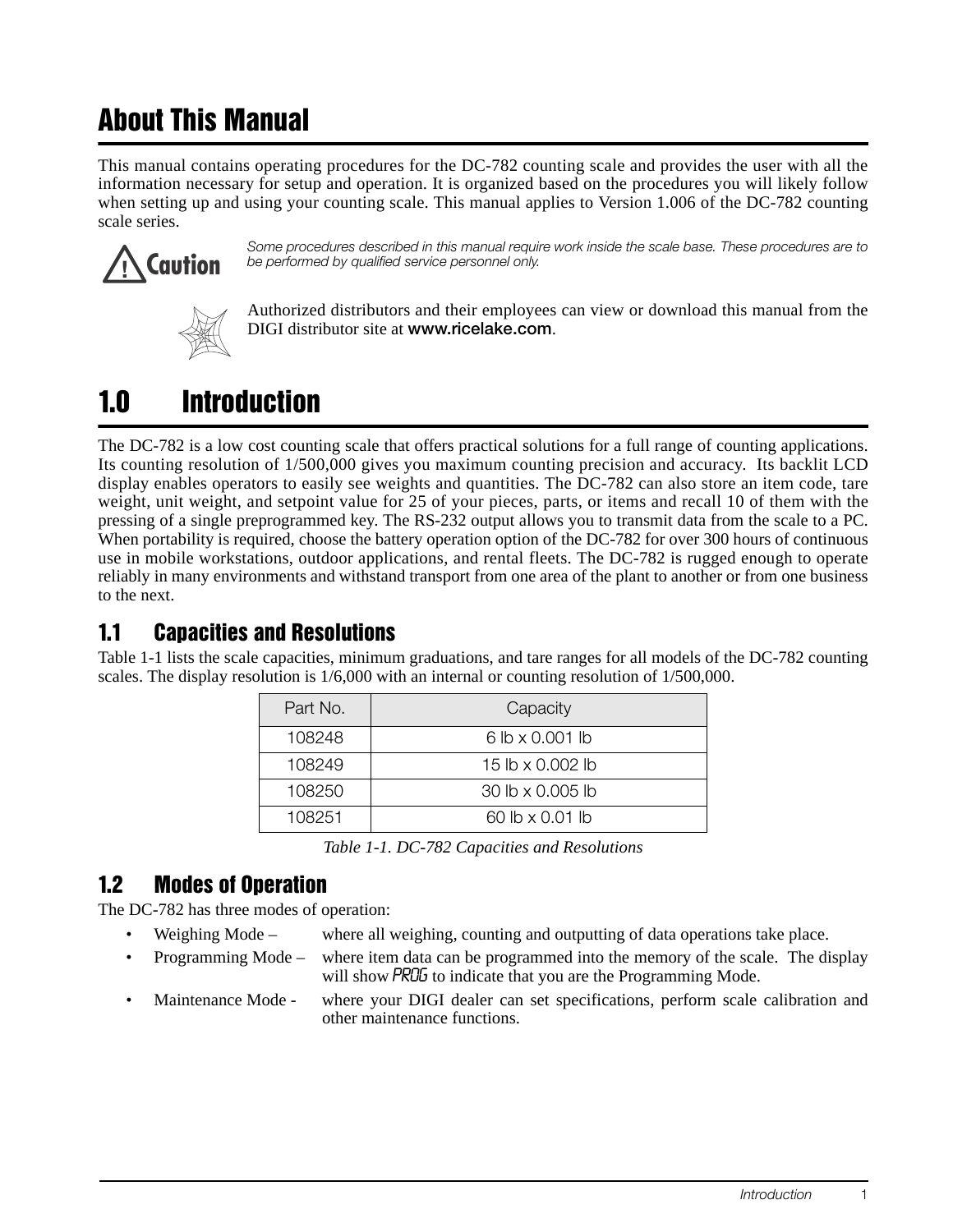# About This Manual

This manual contains operating procedures for the DC-782 counting scale and provides the user with all the information necessary for setup and operation. It is organized based on the procedures you will likely follow when setting up and using your counting scale. This manual applies to Version 1.006 of the DC-782 counting scale series.

**Caution** *Some procedures described in this manual require work inside the scale base. These procedures are to be performed by qualified service personnel only.*

Authorized distributors and their employees can view or download this manual from the DIGI distributor site at **www.ricelake.com**.

# 1.0 Introduction

The DC-782 is a low cost counting scale that offers practical solutions for a full range of counting applications. Its counting resolution of 1/500,000 gives you maximum counting precision and accuracy. Its backlit LCD display enables operators to easily see weights and quantities. The DC-782 can also store an item code, tare weight, unit weight, and setpoint value for 25 of your pieces, parts, or items and recall 10 of them with the pressing of a single preprogrammed key. The RS-232 output allows you to transmit data from the scale to a PC. When portability is required, choose the battery operation option of the DC-782 for over 300 hours of continuous use in mobile workstations, outdoor applications, and rental fleets. The DC-782 is rugged enough to operate reliably in many environments and withstand transport from one area of the plant to another or from one business to the next.

## 1.1 Capacities and Resolutions

Table 1-1 lists the scale capacities, minimum graduations, and tare ranges for all models of the DC-782 counting scales. The display resolution is 1/6,000 with an internal or counting resolution of 1/500,000.

| Part No. | Capacity |
|---|---|
| 108248 | 6 lb x 0.001 lb |
| 108249 | 15 lb x 0.002 lb |
| 108250 | 30 lb x 0.005 lb |
| 108251 | 60 lb x 0.01 lb |

*Table 1-1. DC-782 Capacities and Resolutions*

## 1.2 Modes of Operation

The DC-782 has three modes of operation:

- Weighing Mode – where all weighing, counting and outputting of data operations take place.
- Programming Mode – where item data can be programmed into the memory of the scale. The display will show *PROG* to indicate that you are the Programming Mode.
- Maintenance Mode - where your DIGI dealer can set specifications, perform scale calibration and other maintenance functions.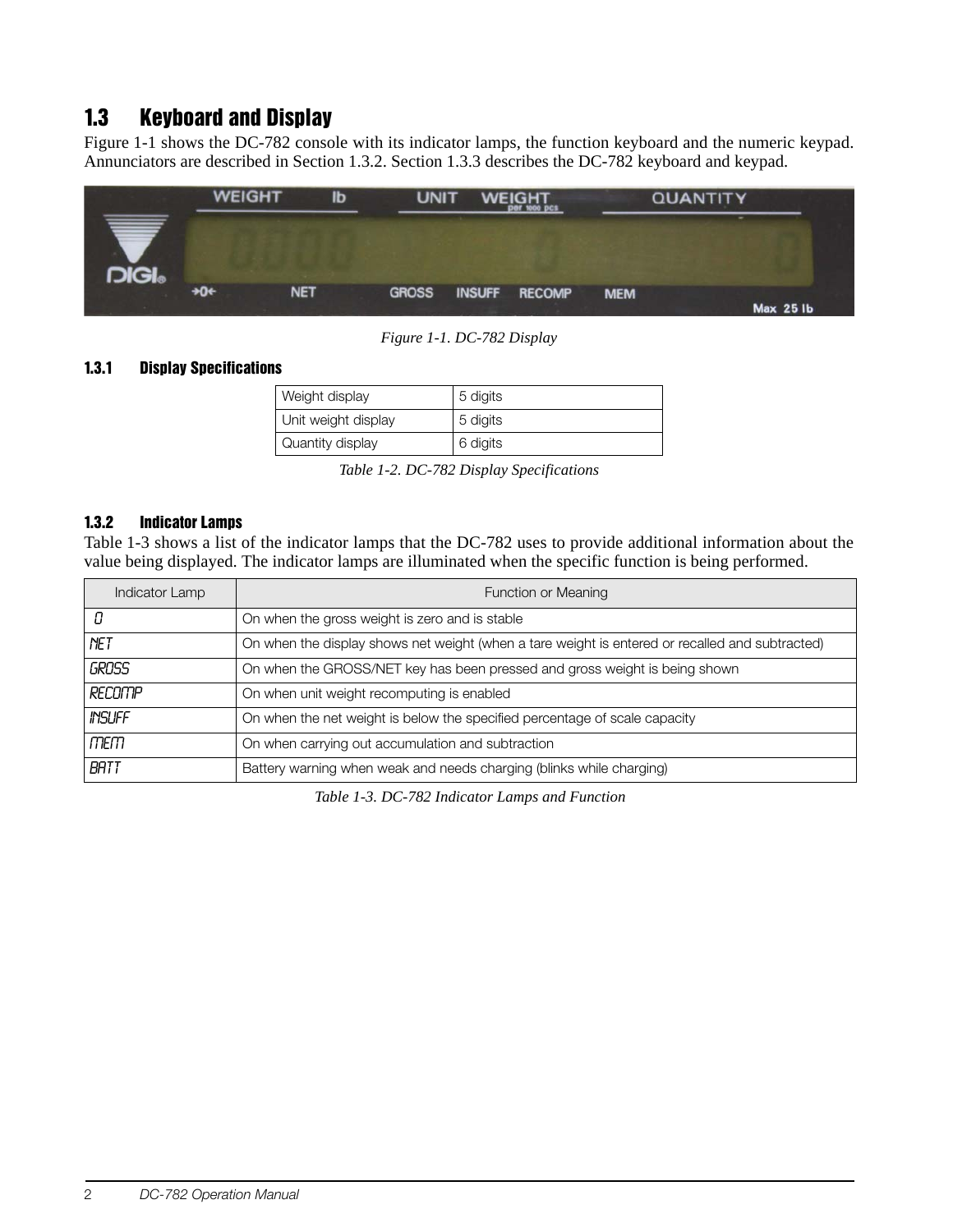## 1.3 Keyboard and Display

Figure 1-1 shows the DC-782 console with its indicator lamps, the function keyboard and the numeric keypad. Annunciators are described in Section 1.3.2. Section 1.3.3 describes the DC-782 keyboard and keypad.

*Figure 1-1. DC-782 Display*

### 1.3.1 Display Specifications

| Weight display | 5 digits |
|---|---|
| Unit weight display | 5 digits |
| Quantity display | 6 digits |

*Table 1-2. DC-782 Display Specifications*

### 1.3.2 Indicator Lamps

Table 1-3 shows a list of the indicator lamps that the DC-782 uses to provide additional information about the value being displayed. The indicator lamps are illuminated when the specific function is being performed.

| Indicator Lamp | Function or Meaning |
|---|---|
| 0 | On when the gross weight is zero and is stable |
| NET | On when the display shows net weight (when a tare weight is entered or recalled and subtracted) |
| GROSS | On when the GROSS/NET key has been pressed and gross weight is being shown |
| RECOMP | On when unit weight recomputing is enabled |
| INSUFF | On when the net weight is below the specified percentage of scale capacity |
| MEM | On when carrying out accumulation and subtraction |
| BATT | Battery warning when weak and needs charging (blinks while charging) |

*Table 1-3. DC-782 Indicator Lamps and Function*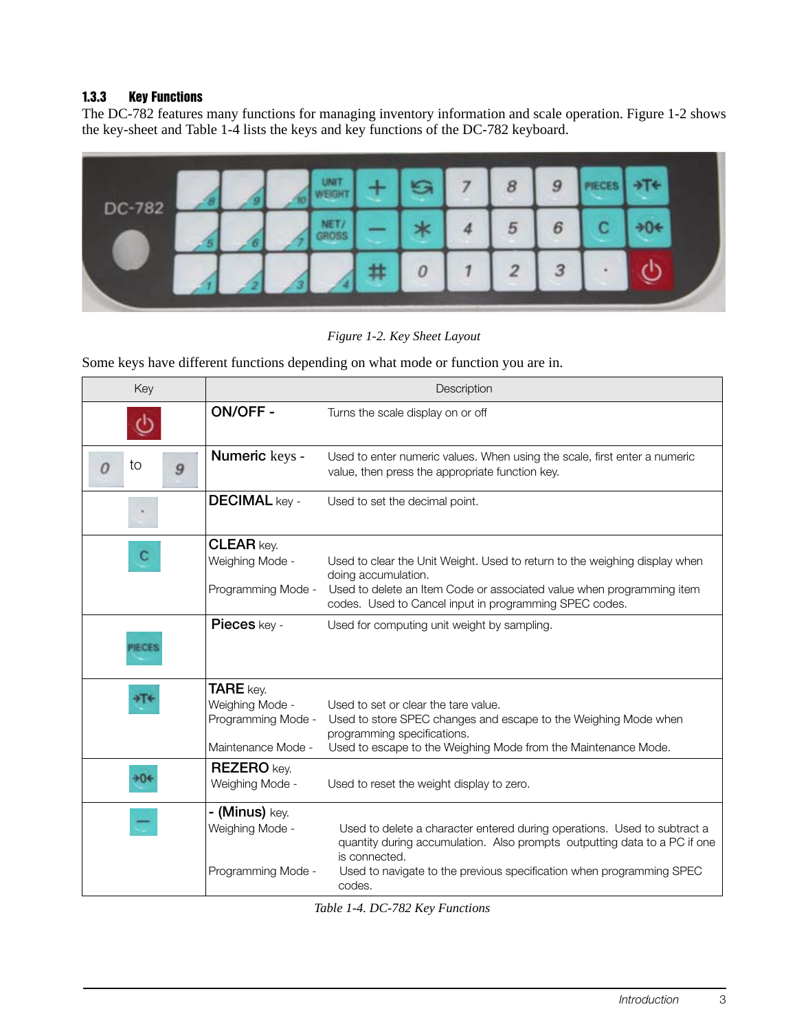### 1.3.3 Key Functions

The DC-782 features many functions for managing inventory information and scale operation. Figure 1-2 shows the key-sheet and Table 1-4 lists the keys and key functions of the DC-782 keyboard.

*Figure 1-2. Key Sheet Layout*

Some keys have different functions depending on what mode or function you are in.

| Key | Description | |
|---|---|---|
| ⏻ | **ON/OFF -** | Turns the scale display on or off |
| 0 to 9 | **Numeric** keys - | Used to enter numeric values. When using the scale, first enter a numeric value, then press the appropriate function key. |
| · | **DECIMAL** key - | Used to set the decimal point. |
| C | **CLEAR** key.<br>Weighing Mode -<br><br>Programming Mode - | <br>Used to clear the Unit Weight. Used to return to the weighing display when doing accumulation.<br>Used to delete an Item Code or associated value when programming item codes. Used to Cancel input in programming SPEC codes. |
| PIECES | **Pieces** key - | Used for computing unit weight by sampling. |
| →T← | **TARE** key.<br>Weighing Mode -<br>Programming Mode -<br><br>Maintenance Mode - | <br>Used to set or clear the tare value.<br>Used to store SPEC changes and escape to the Weighing Mode when programming specifications.<br>Used to escape to the Weighing Mode from the Maintenance Mode. |
| →0← | **REZERO** key.<br>Weighing Mode - | <br>Used to reset the weight display to zero. |
| — | **- (Minus)** key.<br>Weighing Mode -<br><br>Programming Mode - | <br>Used to delete a character entered during operations. Used to subtract a quantity during accumulation. Also prompts outputting data to a PC if one is connected.<br>Used to navigate to the previous specification when programming SPEC codes. |

*Table 1-4. DC-782 Key Functions*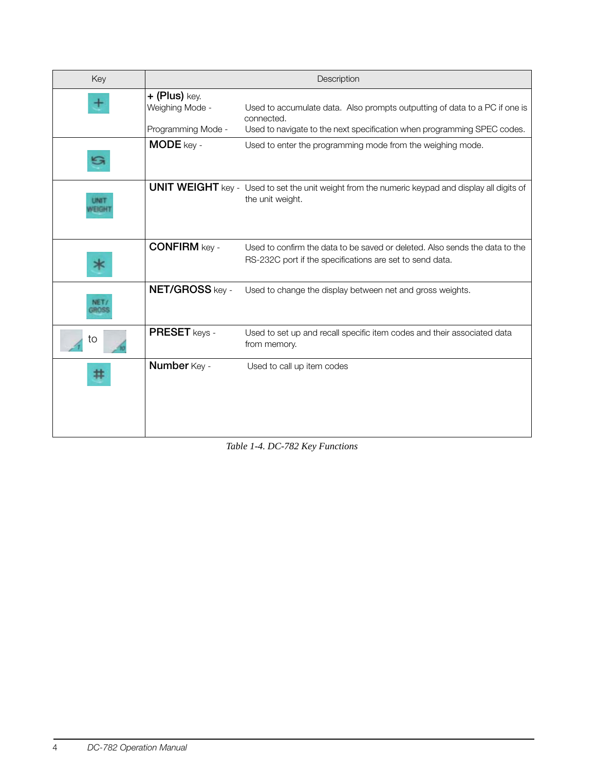| Key | Description |
|---|---|
| + | **+ (Plus)** key.<br>Weighing Mode - Used to accumulate data. Also prompts outputting of data to a PC if one is connected.<br>Programming Mode - Used to navigate to the next specification when programming SPEC codes. |
| | **MODE** key - Used to enter the programming mode from the weighing mode. |
| UNIT WEIGHT | **UNIT WEIGHT** key - Used to set the unit weight from the numeric keypad and display all digits of the unit weight. |
| * | **CONFIRM** key - Used to confirm the data to be saved or deleted. Also sends the data to the RS-232C port if the specifications are set to send data. |
| NET/ GROSS | **NET/GROSS** key - Used to change the display between net and gross weights. |
| 1 to 10 | **PRESET** keys - Used to set up and recall specific item codes and their associated data from memory. |
| # | **Number** Key - Used to call up item codes |

*Table 1-4. DC-782 Key Functions*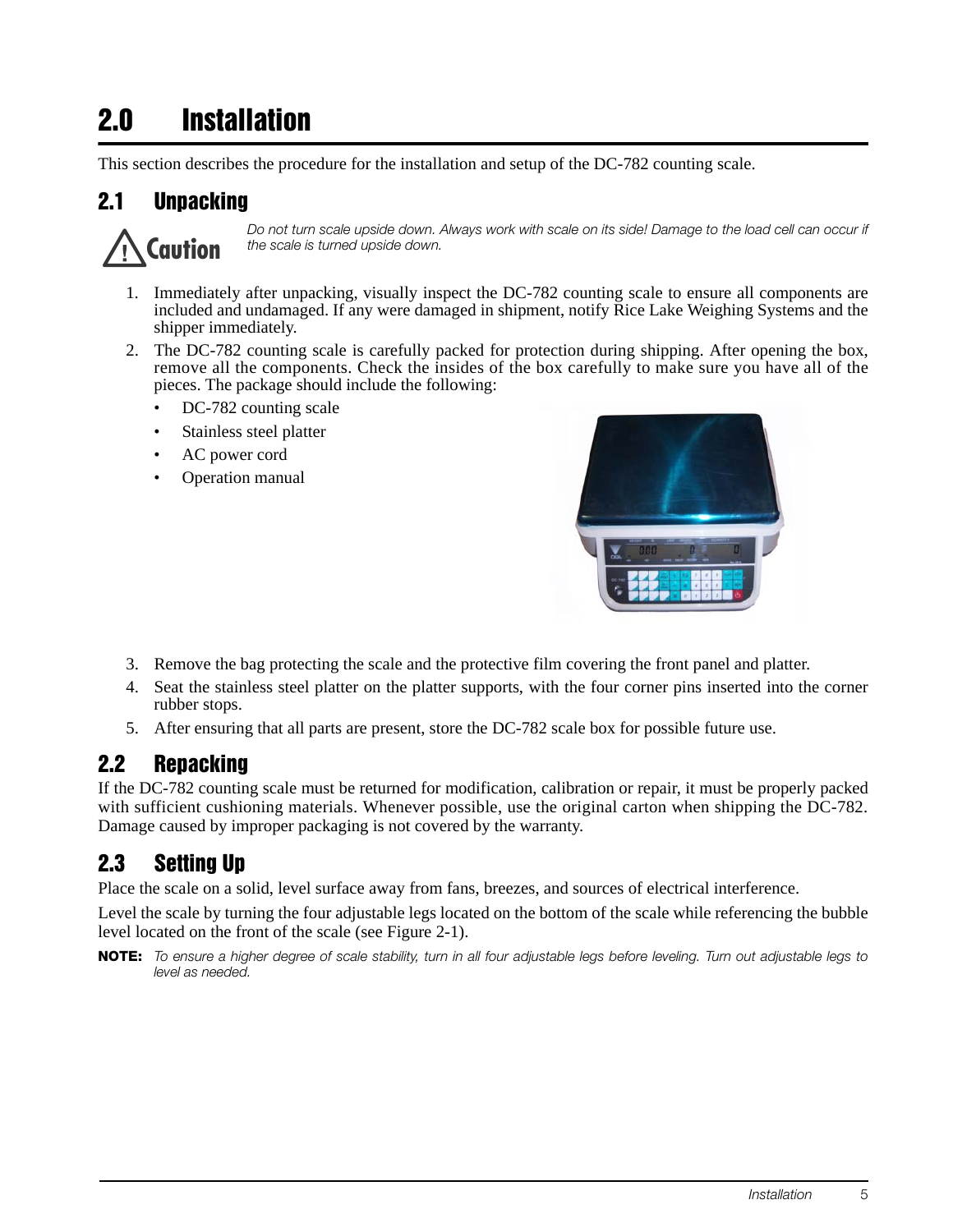# 2.0 Installation

This section describes the procedure for the installation and setup of the DC-782 counting scale.

## 2.1 Unpacking

**Caution** *Do not turn scale upside down. Always work with scale on its side! Damage to the load cell can occur if the scale is turned upside down.*

1. Immediately after unpacking, visually inspect the DC-782 counting scale to ensure all components are included and undamaged. If any were damaged in shipment, notify Rice Lake Weighing Systems and the shipper immediately.
2. The DC-782 counting scale is carefully packed for protection during shipping. After opening the box, remove all the components. Check the insides of the box carefully to make sure you have all of the pieces. The package should include the following:
   - DC-782 counting scale
   - Stainless steel platter
   - AC power cord
   - Operation manual
3. Remove the bag protecting the scale and the protective film covering the front panel and platter.
4. Seat the stainless steel platter on the platter supports, with the four corner pins inserted into the corner rubber stops.
5. After ensuring that all parts are present, store the DC-782 scale box for possible future use.

## 2.2 Repacking

If the DC-782 counting scale must be returned for modification, calibration or repair, it must be properly packed with sufficient cushioning materials. Whenever possible, use the original carton when shipping the DC-782. Damage caused by improper packaging is not covered by the warranty.

## 2.3 Setting Up

Place the scale on a solid, level surface away from fans, breezes, and sources of electrical interference.

Level the scale by turning the four adjustable legs located on the bottom of the scale while referencing the bubble level located on the front of the scale (see Figure 2-1).

**NOTE:** *To ensure a higher degree of scale stability, turn in all four adjustable legs before leveling. Turn out adjustable legs to level as needed.*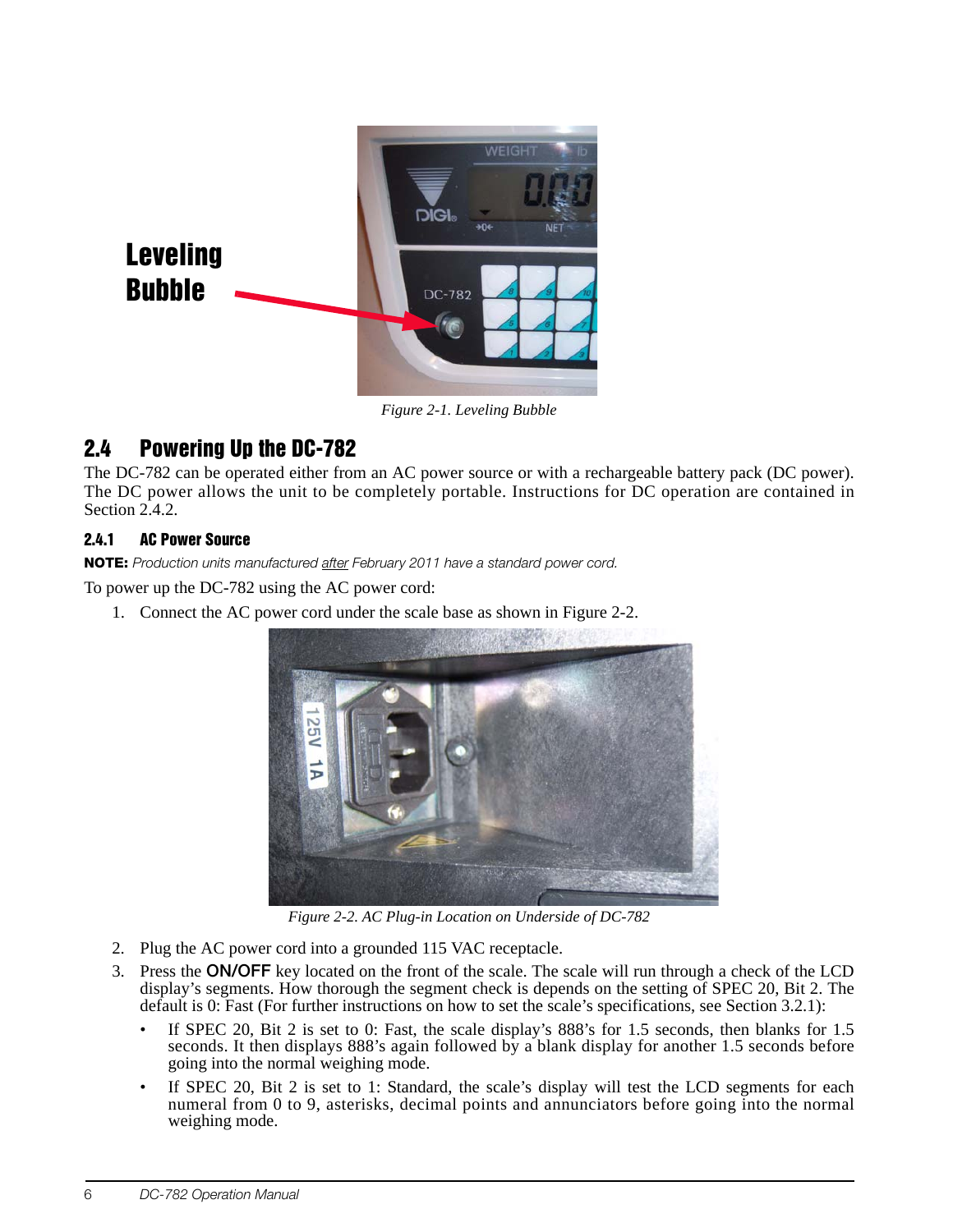Figure 2-1. Leveling Bubble

## 2.4 Powering Up the DC-782

The DC-782 can be operated either from an AC power source or with a rechargeable battery pack (DC power). The DC power allows the unit to be completely portable. Instructions for DC operation are contained in Section 2.4.2.

### 2.4.1 AC Power Source

**NOTE:** *Production units manufactured after February 2011 have a standard power cord.*

To power up the DC-782 using the AC power cord:

1. Connect the AC power cord under the scale base as shown in Figure 2-2.

Figure 2-2. AC Plug-in Location on Underside of DC-782

2. Plug the AC power cord into a grounded 115 VAC receptacle.
3. Press the **ON/OFF** key located on the front of the scale. The scale will run through a check of the LCD display's segments. How thorough the segment check is depends on the setting of SPEC 20, Bit 2. The default is 0: Fast (For further instructions on how to set the scale's specifications, see Section 3.2.1):
   - If SPEC 20, Bit 2 is set to 0: Fast, the scale display's 888's for 1.5 seconds, then blanks for 1.5 seconds. It then displays 888's again followed by a blank display for another 1.5 seconds before going into the normal weighing mode.
   - If SPEC 20, Bit 2 is set to 1: Standard, the scale's display will test the LCD segments for each numeral from 0 to 9, asterisks, decimal points and annunciators before going into the normal weighing mode.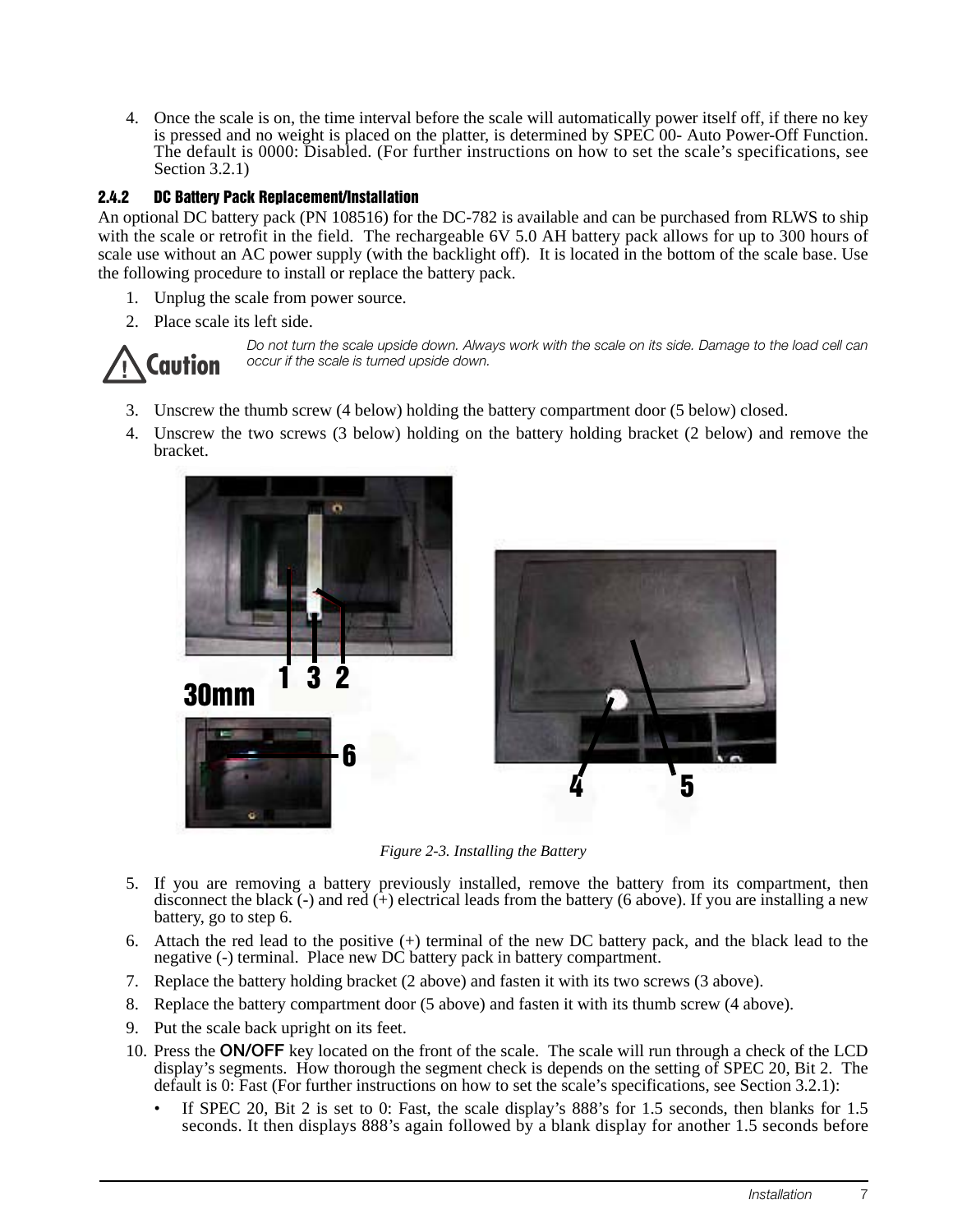4. Once the scale is on, the time interval before the scale will automatically power itself off, if there no key is pressed and no weight is placed on the platter, is determined by SPEC 00- Auto Power-Off Function. The default is 0000: Disabled. (For further instructions on how to set the scale's specifications, see Section 3.2.1)

### 2.4.2 DC Battery Pack Replacement/Installation

An optional DC battery pack (PN 108516) for the DC-782 is available and can be purchased from RLWS to ship with the scale or retrofit in the field. The rechargeable 6V 5.0 AH battery pack allows for up to 300 hours of scale use without an AC power supply (with the backlight off). It is located in the bottom of the scale base. Use the following procedure to install or replace the battery pack.

1. Unplug the scale from power source.
2. Place scale its left side.

**Caution** *Do not turn the scale upside down. Always work with the scale on its side. Damage to the load cell can occur if the scale is turned upside down.*

3. Unscrew the thumb screw (4 below) holding the battery compartment door (5 below) closed.
4. Unscrew the two screws (3 below) holding on the battery holding bracket (2 below) and remove the bracket.

*Figure 2-3. Installing the Battery*

5. If you are removing a battery previously installed, remove the battery from its compartment, then disconnect the black (-) and red (+) electrical leads from the battery (6 above). If you are installing a new battery, go to step 6.
6. Attach the red lead to the positive (+) terminal of the new DC battery pack, and the black lead to the negative (-) terminal. Place new DC battery pack in battery compartment.
7. Replace the battery holding bracket (2 above) and fasten it with its two screws (3 above).
8. Replace the battery compartment door (5 above) and fasten it with its thumb screw (4 above).
9. Put the scale back upright on its feet.
10. Press the **ON/OFF** key located on the front of the scale. The scale will run through a check of the LCD display's segments. How thorough the segment check is depends on the setting of SPEC 20, Bit 2. The default is 0: Fast (For further instructions on how to set the scale's specifications, see Section 3.2.1):
    - If SPEC 20, Bit 2 is set to 0: Fast, the scale display's 888's for 1.5 seconds, then blanks for 1.5 seconds. It then displays 888's again followed by a blank display for another 1.5 seconds before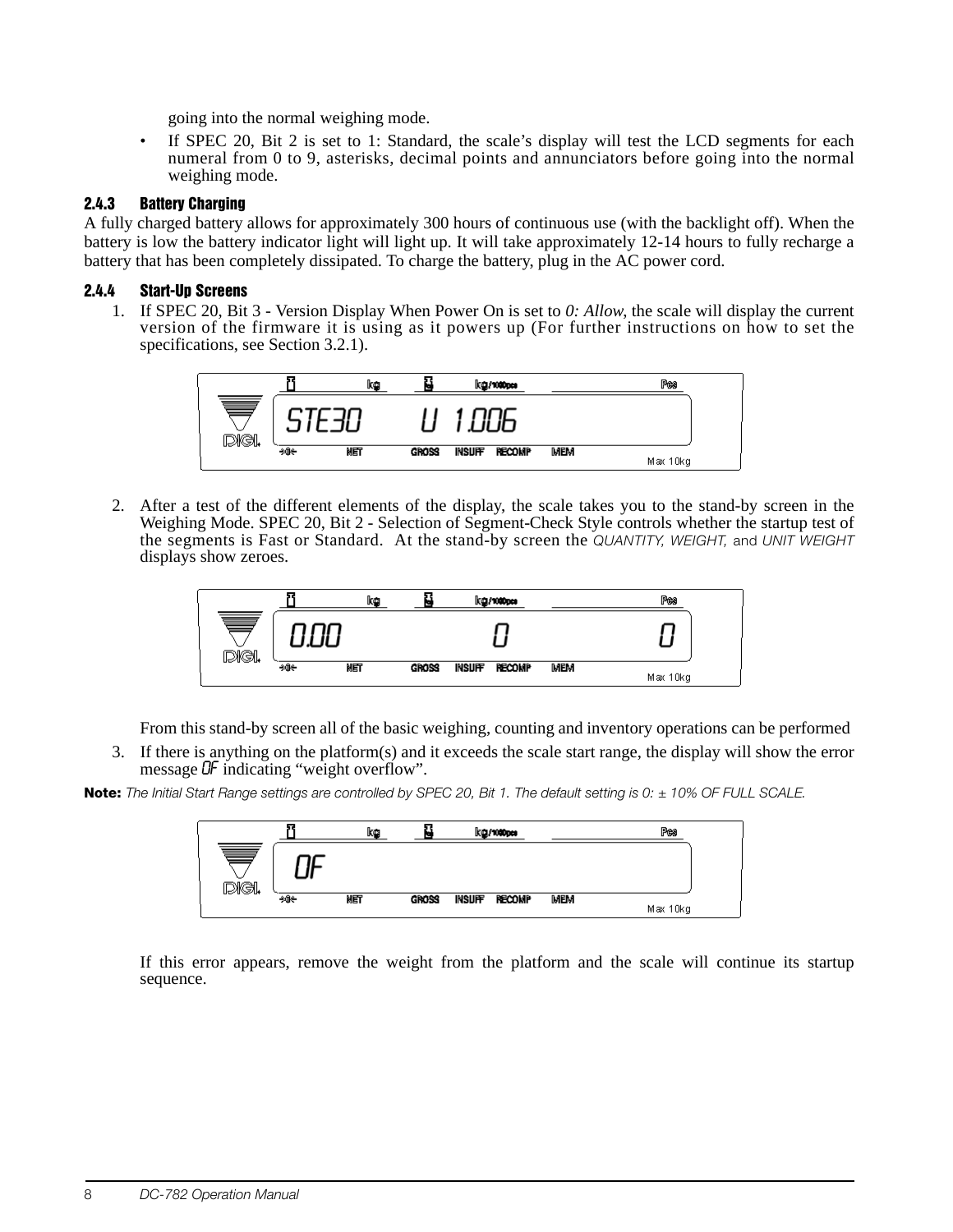going into the normal weighing mode.

- If SPEC 20, Bit 2 is set to 1: Standard, the scale's display will test the LCD segments for each numeral from 0 to 9, asterisks, decimal points and annunciators before going into the normal weighing mode.

### 2.4.3 Battery Charging

A fully charged battery allows for approximately 300 hours of continuous use (with the backlight off). When the battery is low the battery indicator light will light up. It will take approximately 12-14 hours to fully recharge a battery that has been completely dissipated. To charge the battery, plug in the AC power cord.

### 2.4.4 Start-Up Screens

1. If SPEC 20, Bit 3 - Version Display When Power On is set to *0: Allow*, the scale will display the current version of the firmware it is using as it powers up (For further instructions on how to set the specifications, see Section 3.2.1).

2. After a test of the different elements of the display, the scale takes you to the stand-by screen in the Weighing Mode. SPEC 20, Bit 2 - Selection of Segment-Check Style controls whether the startup test of the segments is Fast or Standard. At the stand-by screen the *QUANTITY, WEIGHT,* and *UNIT WEIGHT* displays show zeroes.

   From this stand-by screen all of the basic weighing, counting and inventory operations can be performed

3. If there is anything on the platform(s) and it exceeds the scale start range, the display will show the error message OF indicating "weight overflow".

**Note:** *The Initial Start Range settings are controlled by SPEC 20, Bit 1. The default setting is 0: ± 10% OF FULL SCALE.*

   If this error appears, remove the weight from the platform and the scale will continue its startup sequence.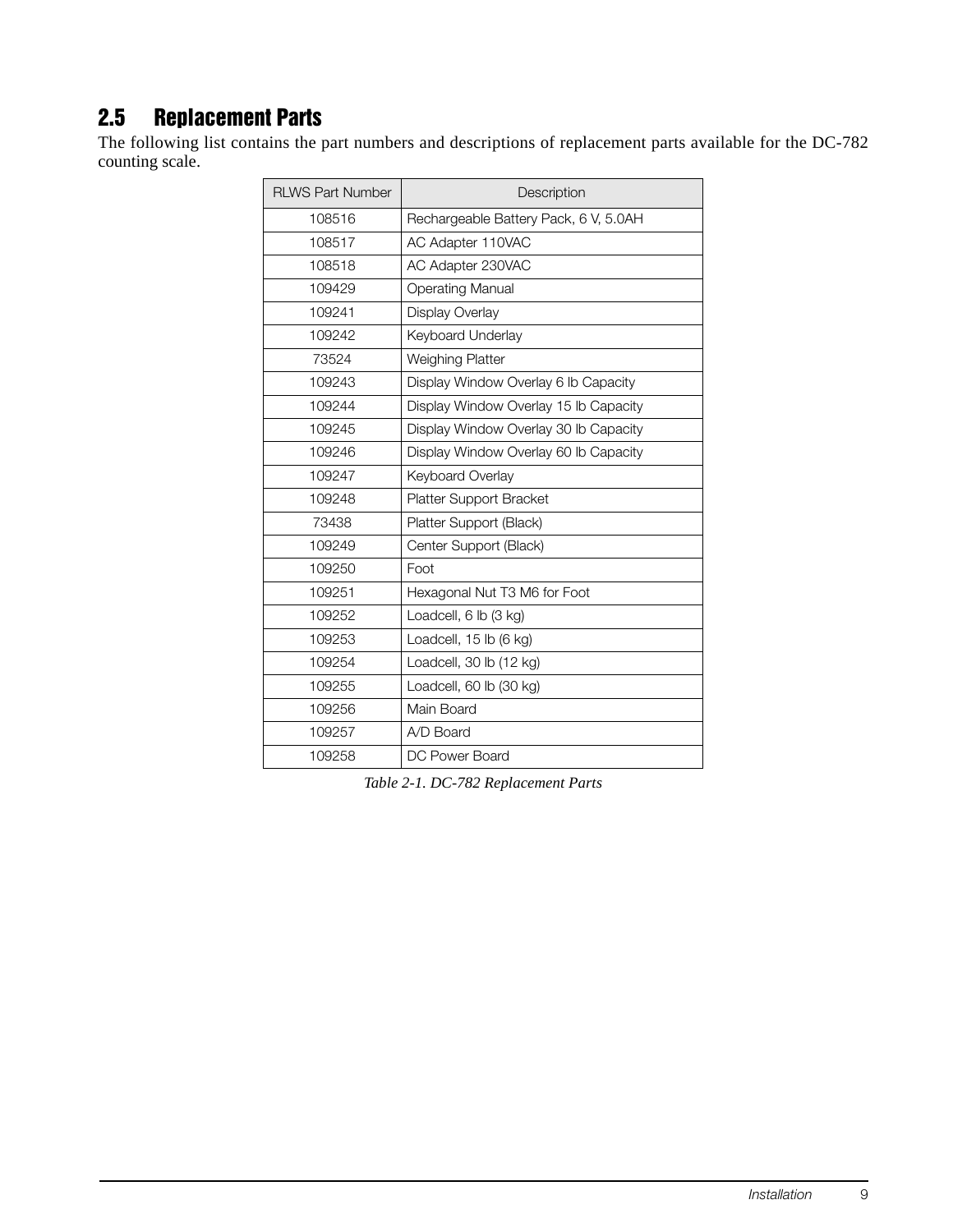## 2.5 Replacement Parts

The following list contains the part numbers and descriptions of replacement parts available for the DC-782 counting scale.

| RLWS Part Number | Description |
| --- | --- |
| 108516 | Rechargeable Battery Pack, 6 V, 5.0AH |
| 108517 | AC Adapter 110VAC |
| 108518 | AC Adapter 230VAC |
| 109429 | Operating Manual |
| 109241 | Display Overlay |
| 109242 | Keyboard Underlay |
| 73524 | Weighing Platter |
| 109243 | Display Window Overlay 6 lb Capacity |
| 109244 | Display Window Overlay 15 lb Capacity |
| 109245 | Display Window Overlay 30 lb Capacity |
| 109246 | Display Window Overlay 60 lb Capacity |
| 109247 | Keyboard Overlay |
| 109248 | Platter Support Bracket |
| 73438 | Platter Support (Black) |
| 109249 | Center Support (Black) |
| 109250 | Foot |
| 109251 | Hexagonal Nut T3 M6 for Foot |
| 109252 | Loadcell, 6 lb (3 kg) |
| 109253 | Loadcell, 15 lb (6 kg) |
| 109254 | Loadcell, 30 lb (12 kg) |
| 109255 | Loadcell, 60 lb (30 kg) |
| 109256 | Main Board |
| 109257 | A/D Board |
| 109258 | DC Power Board |

*Table 2-1. DC-782 Replacement Parts*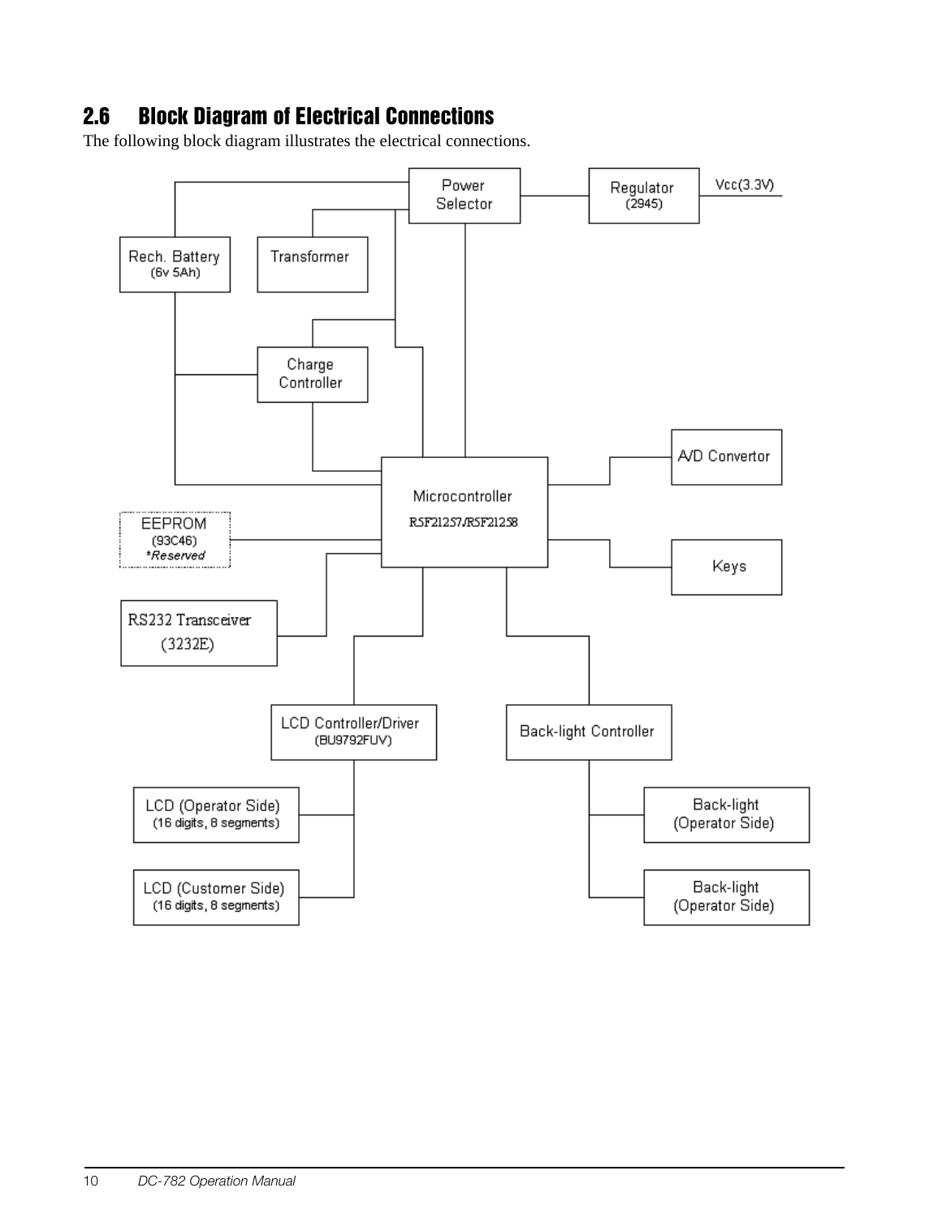## 2.6 Block Diagram of Electrical Connections

The following block diagram illustrates the electrical connections.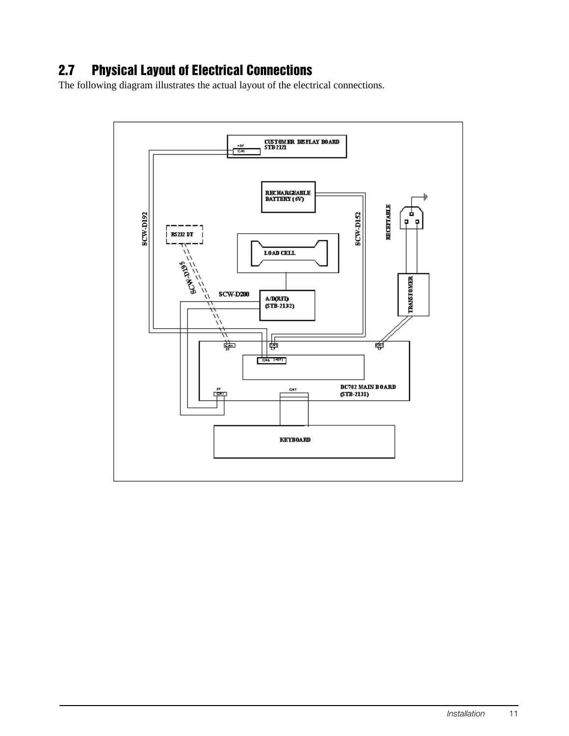## 2.7 Physical Layout of Electrical Connections

The following diagram illustrates the actual layout of the electrical connections.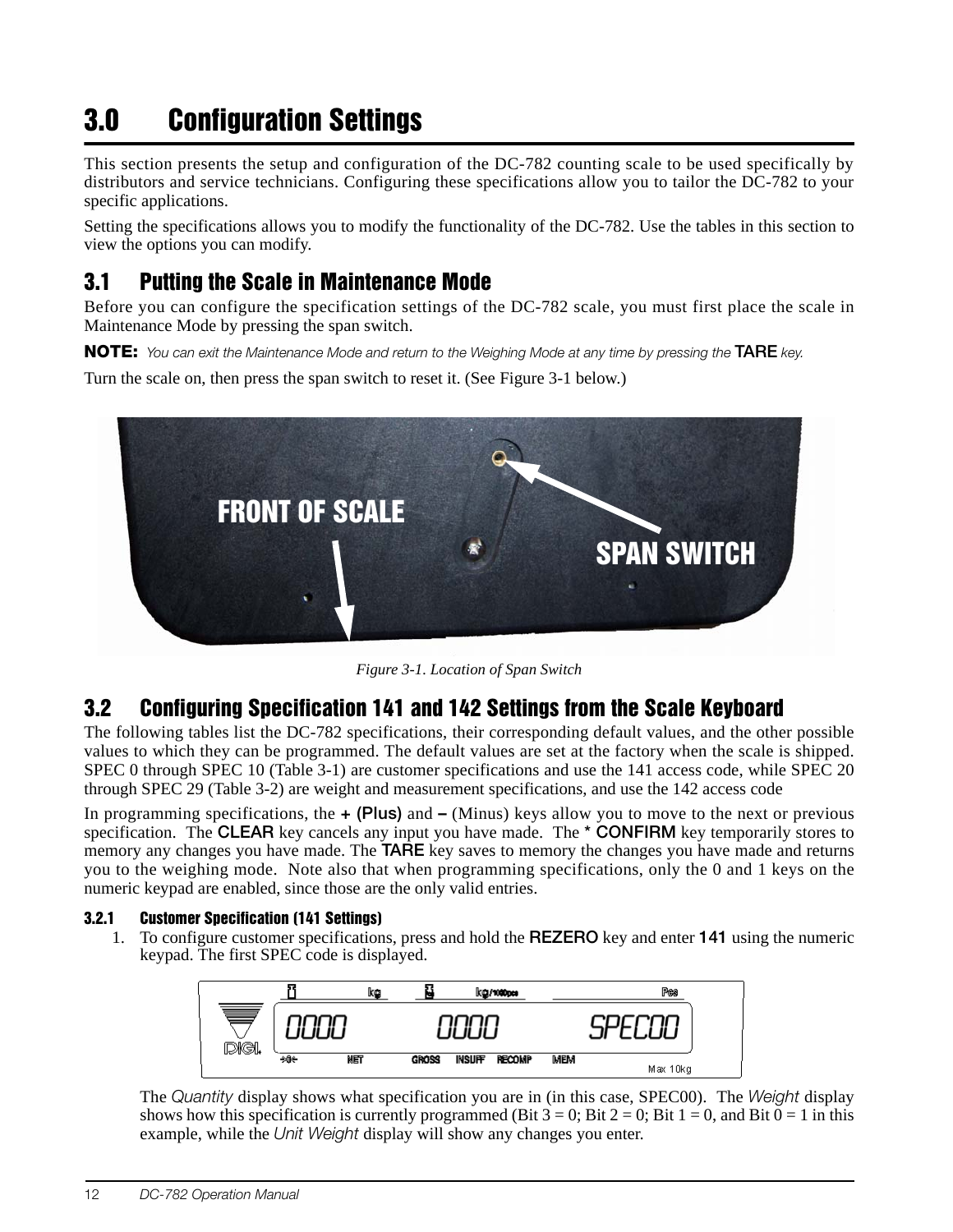# 3.0 Configuration Settings

This section presents the setup and configuration of the DC-782 counting scale to be used specifically by distributors and service technicians. Configuring these specifications allow you to tailor the DC-782 to your specific applications.

Setting the specifications allows you to modify the functionality of the DC-782. Use the tables in this section to view the options you can modify.

## 3.1 Putting the Scale in Maintenance Mode

Before you can configure the specification settings of the DC-782 scale, you must first place the scale in Maintenance Mode by pressing the span switch.

**NOTE:** *You can exit the Maintenance Mode and return to the Weighing Mode at any time by pressing the* **TARE** *key.*

Turn the scale on, then press the span switch to reset it. (See Figure 3-1 below.)

*Figure 3-1. Location of Span Switch*

## 3.2 Configuring Specification 141 and 142 Settings from the Scale Keyboard

The following tables list the DC-782 specifications, their corresponding default values, and the other possible values to which they can be programmed. The default values are set at the factory when the scale is shipped. SPEC 0 through SPEC 10 (Table 3-1) are customer specifications and use the 141 access code, while SPEC 20 through SPEC 29 (Table 3-2) are weight and measurement specifications, and use the 142 access code

In programming specifications, the **+ (Plus)** and **–** (Minus) keys allow you to move to the next or previous specification. The **CLEAR** key cancels any input you have made. The **\* CONFIRM** key temporarily stores to memory any changes you have made. The **TARE** key saves to memory the changes you have made and returns you to the weighing mode. Note also that when programming specifications, only the 0 and 1 keys on the numeric keypad are enabled, since those are the only valid entries.

### 3.2.1 Customer Specification (141 Settings)

1. To configure customer specifications, press and hold the **REZERO** key and enter **141** using the numeric keypad. The first SPEC code is displayed.

   The *Quantity* display shows what specification you are in (in this case, SPEC00). The *Weight* display shows how this specification is currently programmed (Bit 3 = 0; Bit 2 = 0; Bit 1 = 0, and Bit 0 = 1 in this example, while the *Unit Weight* display will show any changes you enter.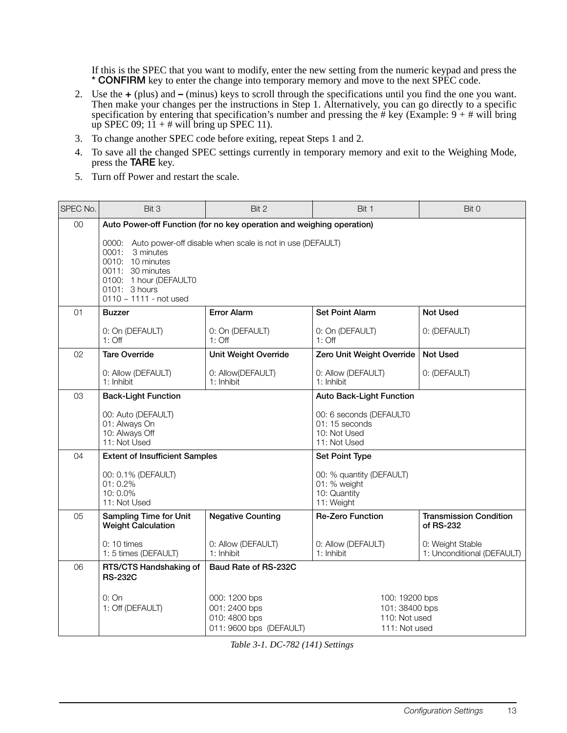If this is the SPEC that you want to modify, enter the new setting from the numeric keypad and press the **\* CONFIRM** key to enter the change into temporary memory and move to the next SPEC code.

2. Use the **+** (plus) and **–** (minus) keys to scroll through the specifications until you find the one you want. Then make your changes per the instructions in Step 1. Alternatively, you can go directly to a specific specification by entering that specification's number and pressing the # key (Example: 9 + # will bring up SPEC 09; 11 + # will bring up SPEC 11).
3. To change another SPEC code before exiting, repeat Steps 1 and 2.
4. To save all the changed SPEC settings currently in temporary memory and exit to the Weighing Mode, press the **TARE** key.
5. Turn off Power and restart the scale.

| SPEC No. | Bit 3 | Bit 2 | Bit 1 | Bit 0 |
|---|---|---|---|---|
| 00 | **Auto Power-off Function (for no key operation and weighing operation)**<br><br>0000: Auto power-off disable when scale is not in use (DEFAULT)<br>0001: 3 minutes<br>0010: 10 minutes<br>0011: 30 minutes<br>0100: 1 hour (DEFAULT0<br>0101: 3 hours<br>0110 ~ 1111 - not used | | | |
| 01 | **Buzzer**<br><br>0: On (DEFAULT)<br>1: Off | **Error Alarm**<br><br>0: On (DEFAULT)<br>1: Off | **Set Point Alarm**<br><br>0: On (DEFAULT)<br>1: Off | **Not Used**<br><br>0: (DEFAULT) |
| 02 | **Tare Override**<br><br>0: Allow (DEFAULT)<br>1: Inhibit | **Unit Weight Override**<br><br>0: Allow(DEFAULT)<br>1: Inhibit | **Zero Unit Weight Override**<br><br>0: Allow (DEFAULT)<br>1: Inhibit | **Not Used**<br><br>0: (DEFAULT) |
| 03 | **Back-Light Function**<br><br>00: Auto (DEFAULT)<br>01: Always On<br>10: Always Off<br>11: Not Used | | **Auto Back-Light Function**<br><br>00: 6 seconds (DEFAULT0<br>01: 15 seconds<br>10: Not Used<br>11: Not Used | |
| 04 | **Extent of Insufficient Samples**<br><br>00: 0.1% (DEFAULT)<br>01: 0.2%<br>10: 0.0%<br>11: Not Used | | **Set Point Type**<br><br>00: % quantity (DEFAULT)<br>01: % weight<br>10: Quantity<br>11: Weight | |
| 05 | **Sampling Time for Unit Weight Calculation**<br><br>0: 10 times<br>1: 5 times (DEFAULT) | **Negative Counting**<br><br>0: Allow (DEFAULT)<br>1: Inhibit | **Re-Zero Function**<br><br>0: Allow (DEFAULT)<br>1: Inhibit | **Transmission Condition of RS-232**<br><br>0: Weight Stable<br>1: Unconditional (DEFAULT) |
| 06 | **RTS/CTS Handshaking of RS-232C**<br><br>0: On<br>1: Off (DEFAULT) | **Baud Rate of RS-232C**<br><br>000: 1200 bps<br>001: 2400 bps<br>010: 4800 bps<br>011: 9600 bps (DEFAULT)<br>100: 19200 bps<br>101: 38400 bps<br>110: Not used<br>111: Not used | | |

*Table 3-1. DC-782 (141) Settings*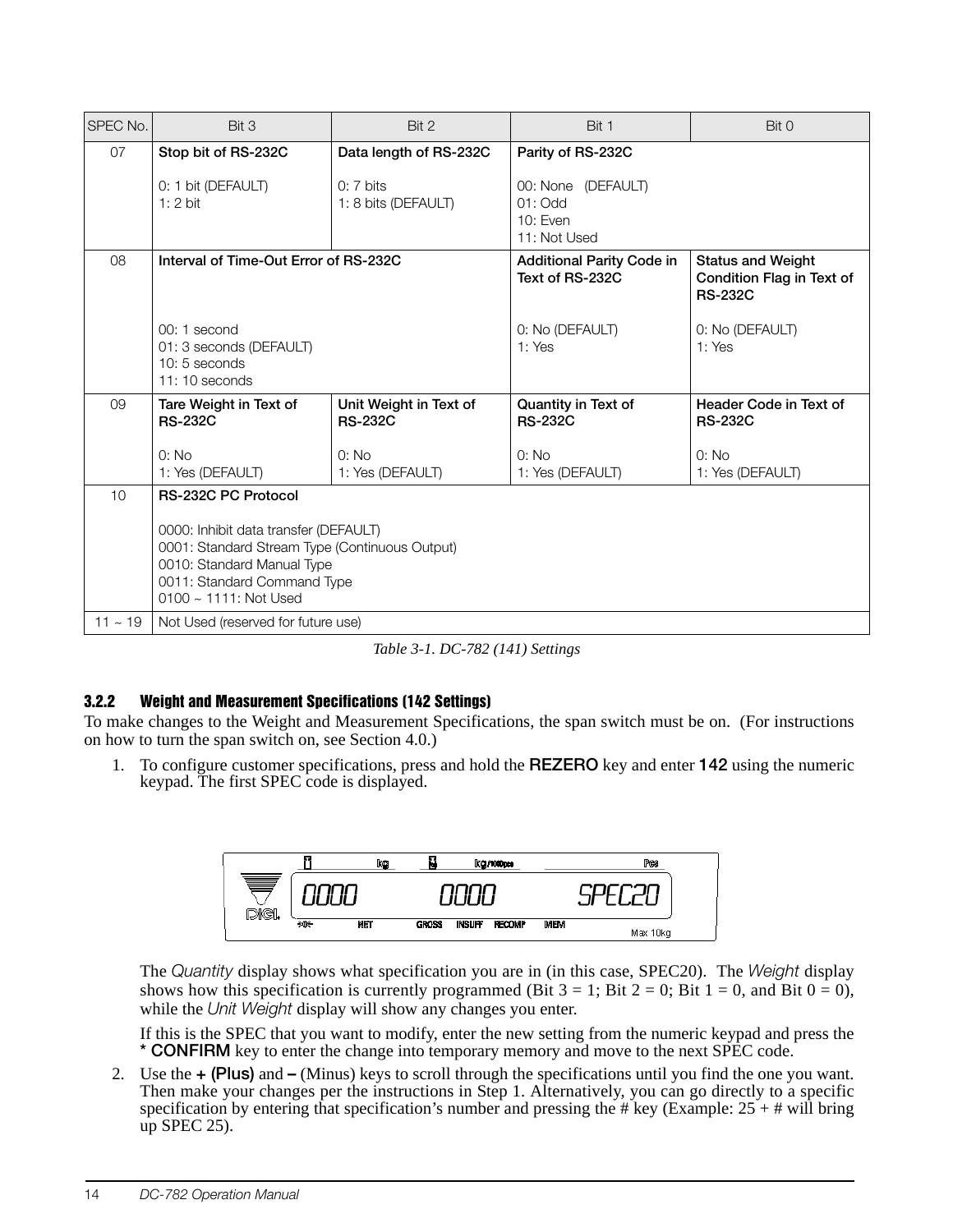| SPEC No. | Bit 3 | Bit 2 | Bit 1 | Bit 0 |
|---|---|---|---|---|
| 07 | **Stop bit of RS-232C**<br><br>0: 1 bit (DEFAULT)<br>1: 2 bit | **Data length of RS-232C**<br><br>0: 7 bits<br>1: 8 bits (DEFAULT) | **Parity of RS-232C**<br><br>00: None (DEFAULT)<br>01: Odd<br>10: Even<br>11: Not Used | |
| 08 | **Interval of Time-Out Error of RS-232C**<br><br>00: 1 second<br>01: 3 seconds (DEFAULT)<br>10: 5 seconds<br>11: 10 seconds | | **Additional Parity Code in Text of RS-232C**<br><br>0: No (DEFAULT)<br>1: Yes | **Status and Weight Condition Flag in Text of RS-232C**<br><br>0: No (DEFAULT)<br>1: Yes |
| 09 | **Tare Weight in Text of RS-232C**<br><br>0: No<br>1: Yes (DEFAULT) | **Unit Weight in Text of RS-232C**<br><br>0: No<br>1: Yes (DEFAULT) | **Quantity in Text of RS-232C**<br><br>0: No<br>1: Yes (DEFAULT) | **Header Code in Text of RS-232C**<br><br>0: No<br>1: Yes (DEFAULT) |
| 10 | **RS-232C PC Protocol**<br><br>0000: Inhibit data transfer (DEFAULT)<br>0001: Standard Stream Type (Continuous Output)<br>0010: Standard Manual Type<br>0011: Standard Command Type<br>0100 ~ 1111: Not Used | | | |
| 11 ~ 19 | Not Used (reserved for future use) | | | |

*Table 3-1. DC-782 (141) Settings*

### 3.2.2 Weight and Measurement Specifications (142 Settings)

To make changes to the Weight and Measurement Specifications, the span switch must be on. (For instructions on how to turn the span switch on, see Section 4.0.)

1. To configure customer specifications, press and hold the **REZERO** key and enter **142** using the numeric keypad. The first SPEC code is displayed.

   The *Quantity* display shows what specification you are in (in this case, SPEC20). The *Weight* display shows how this specification is currently programmed (Bit 3 = 1; Bit 2 = 0; Bit 1 = 0, and Bit 0 = 0), while the *Unit Weight* display will show any changes you enter.

   If this is the SPEC that you want to modify, enter the new setting from the numeric keypad and press the **\* CONFIRM** key to enter the change into temporary memory and move to the next SPEC code.

2. Use the **+ (Plus)** and **–** (Minus) keys to scroll through the specifications until you find the one you want. Then make your changes per the instructions in Step 1. Alternatively, you can go directly to a specific specification by entering that specification's number and pressing the # key (Example: 25 + # will bring up SPEC 25).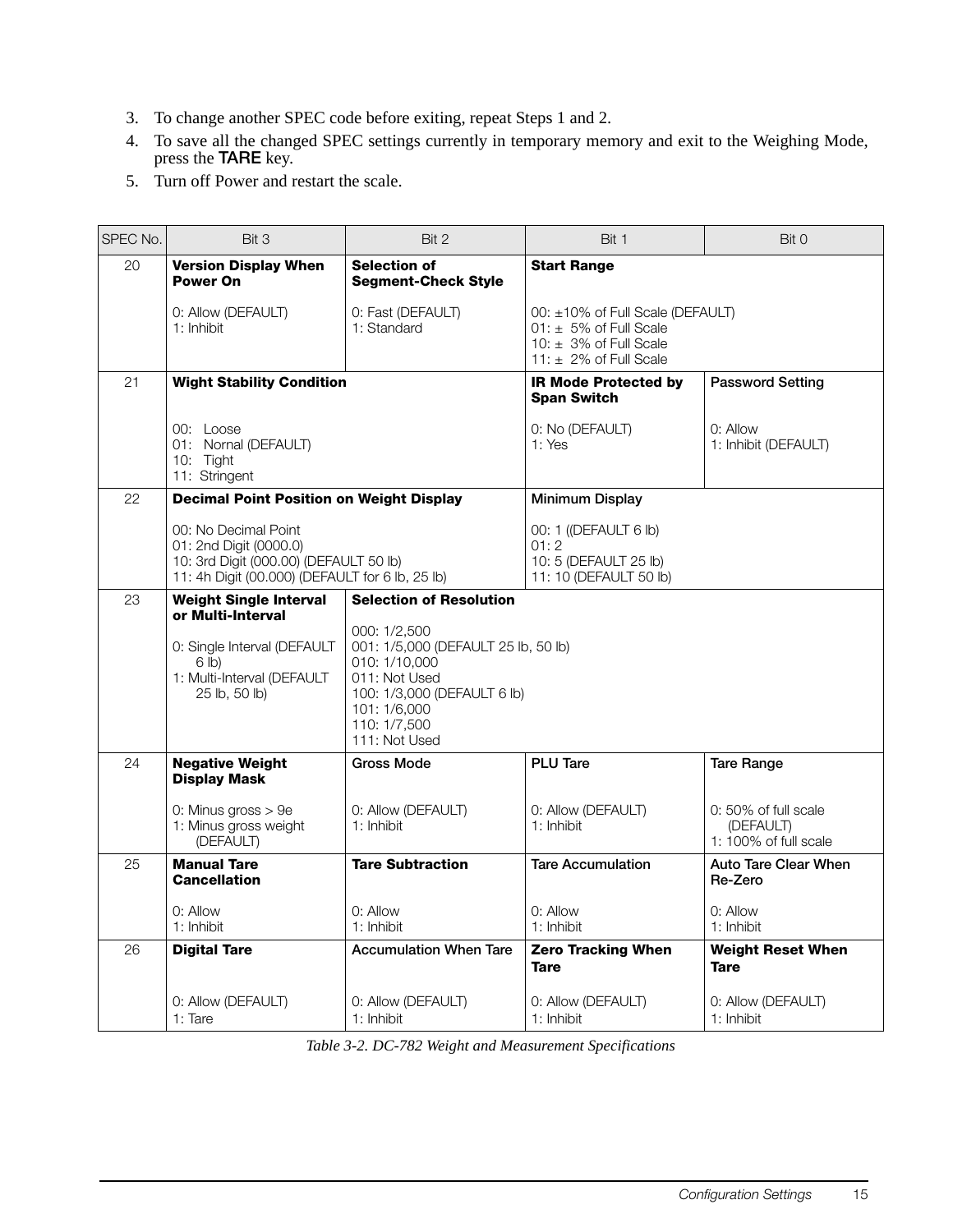3. To change another SPEC code before exiting, repeat Steps 1 and 2.
4. To save all the changed SPEC settings currently in temporary memory and exit to the Weighing Mode, press the **TARE** key.
5. Turn off Power and restart the scale.

| SPEC No. | Bit 3 | Bit 2 | Bit 1 | Bit 0 |
|---|---|---|---|---|
| 20 | **Version Display When Power On**<br><br>0: Allow (DEFAULT)<br>1: Inhibit | **Selection of Segment-Check Style**<br><br>0: Fast (DEFAULT)<br>1: Standard | **Start Range**<br><br>00: ±10% of Full Scale (DEFAULT)<br>01: ± 5% of Full Scale<br>10: ± 3% of Full Scale<br>11: ± 2% of Full Scale | |
| 21 | **Wight Stability Condition**<br><br>00: Loose<br>01: Nornal (DEFAULT)<br>10: Tight<br>11: Stringent | | **IR Mode Protected by Span Switch**<br><br>0: No (DEFAULT)<br>1: Yes | **Password Setting**<br><br>0: Allow<br>1: Inhibit (DEFAULT) |
| 22 | **Decimal Point Position on Weight Display**<br><br>00: No Decimal Point<br>01: 2nd Digit (0000.0)<br>10: 3rd Digit (000.00) (DEFAULT 50 lb)<br>11: 4h Digit (00.000) (DEFAULT for 6 lb, 25 lb) | | **Minimum Display**<br><br>00: 1 ((DEFAULT 6 lb)<br>01: 2<br>10: 5 (DEFAULT 25 lb)<br>11: 10 (DEFAULT 50 lb) | |
| 23 | **Weight Single Interval or Multi-Interval**<br><br>0: Single Interval (DEFAULT 6 lb)<br>1: Multi-Interval (DEFAULT 25 lb, 50 lb) | **Selection of Resolution**<br><br>000: 1/2,500<br>001: 1/5,000 (DEFAULT 25 lb, 50 lb)<br>010: 1/10,000<br>011: Not Used<br>100: 1/3,000 (DEFAULT 6 lb)<br>101: 1/6,000<br>110: 1/7,500<br>111: Not Used | | |
| 24 | **Negative Weight Display Mask**<br><br>0: Minus gross > 9e<br>1: Minus gross weight (DEFAULT) | **Gross Mode**<br><br>0: Allow (DEFAULT)<br>1: Inhibit | **PLU Tare**<br><br>0: Allow (DEFAULT)<br>1: Inhibit | **Tare Range**<br><br>0: 50% of full scale (DEFAULT)<br>1: 100% of full scale |
| 25 | **Manual Tare Cancellation**<br><br>0: Allow<br>1: Inhibit | **Tare Subtraction**<br><br>0: Allow<br>1: Inhibit | **Tare Accumulation**<br><br>0: Allow<br>1: Inhibit | **Auto Tare Clear When Re-Zero**<br><br>0: Allow<br>1: Inhibit |
| 26 | **Digital Tare**<br><br>0: Allow (DEFAULT)<br>1: Tare | **Accumulation When Tare**<br><br>0: Allow (DEFAULT)<br>1: Inhibit | **Zero Tracking When Tare**<br><br>0: Allow (DEFAULT)<br>1: Inhibit | **Weight Reset When Tare**<br><br>0: Allow (DEFAULT)<br>1: Inhibit |

*Table 3-2. DC-782 Weight and Measurement Specifications*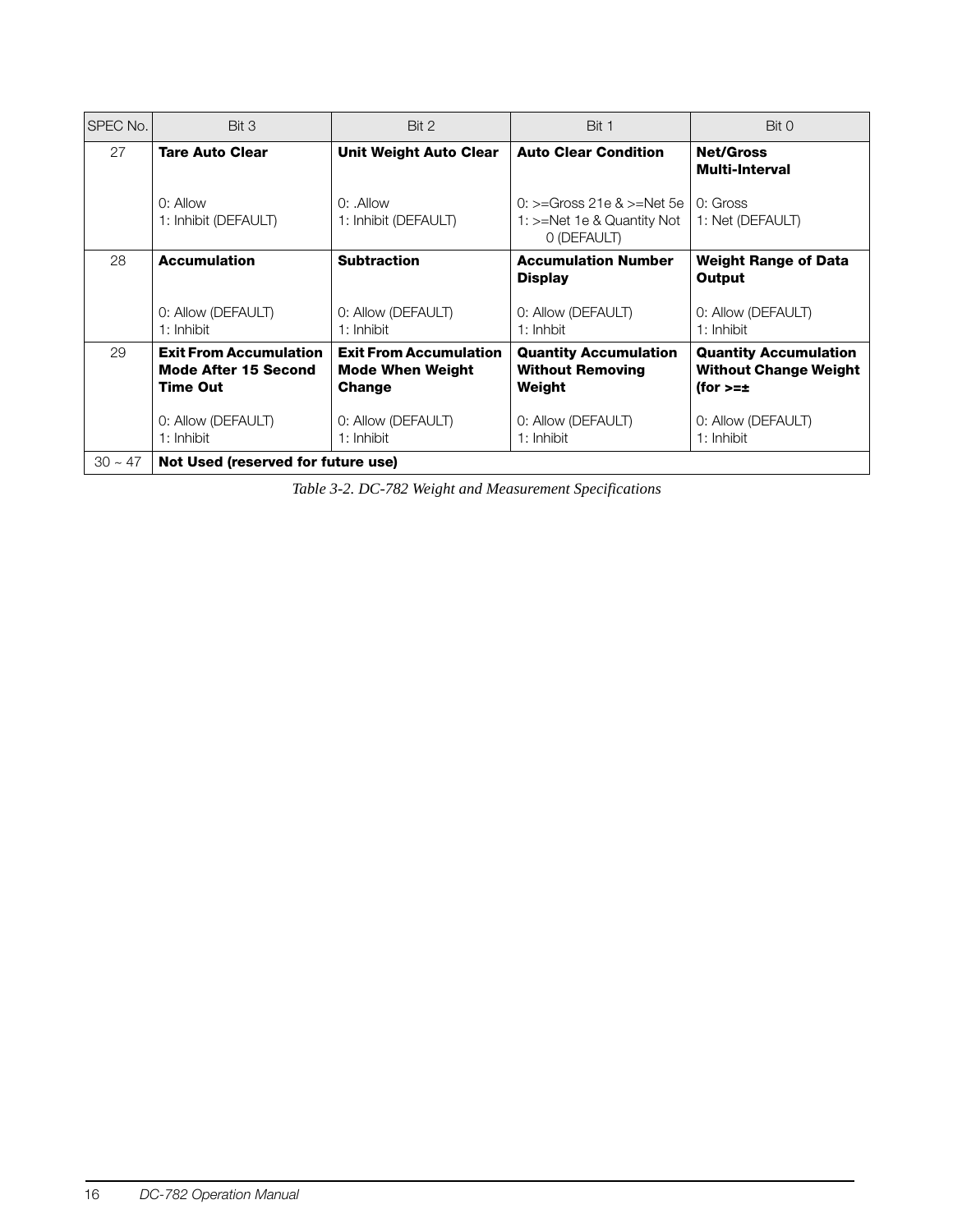| SPEC No. | Bit 3 | Bit 2 | Bit 1 | Bit 0 |
| --- | --- | --- | --- | --- |
| 27 | **Tare Auto Clear**<br><br>0: Allow<br>1: Inhibit (DEFAULT) | **Unit Weight Auto Clear**<br><br>0: .Allow<br>1: Inhibit (DEFAULT) | **Auto Clear Condition**<br><br>0: >=Gross 21e & >=Net 5e<br>1: >=Net 1e & Quantity Not 0 (DEFAULT) | **Net/Gross Multi-Interval**<br><br>0: Gross<br>1: Net (DEFAULT) |
| 28 | **Accumulation**<br><br>0: Allow (DEFAULT)<br>1: Inhibit | **Subtraction**<br><br>0: Allow (DEFAULT)<br>1: Inhibit | **Accumulation Number Display**<br><br>0: Allow (DEFAULT)<br>1: Inhbit | **Weight Range of Data Output**<br><br>0: Allow (DEFAULT)<br>1: Inhibit |
| 29 | **Exit From Accumulation Mode After 15 Second Time Out**<br><br>0: Allow (DEFAULT)<br>1: Inhibit | **Exit From Accumulation Mode When Weight Change**<br><br>0: Allow (DEFAULT)<br>1: Inhibit | **Quantity Accumulation Without Removing Weight**<br><br>0: Allow (DEFAULT)<br>1: Inhibit | **Quantity Accumulation Without Change Weight (for >=±**<br><br>0: Allow (DEFAULT)<br>1: Inhibit |
| 30 ~ 47 | **Not Used (reserved for future use)** | | | |

*Table 3-2. DC-782 Weight and Measurement Specifications*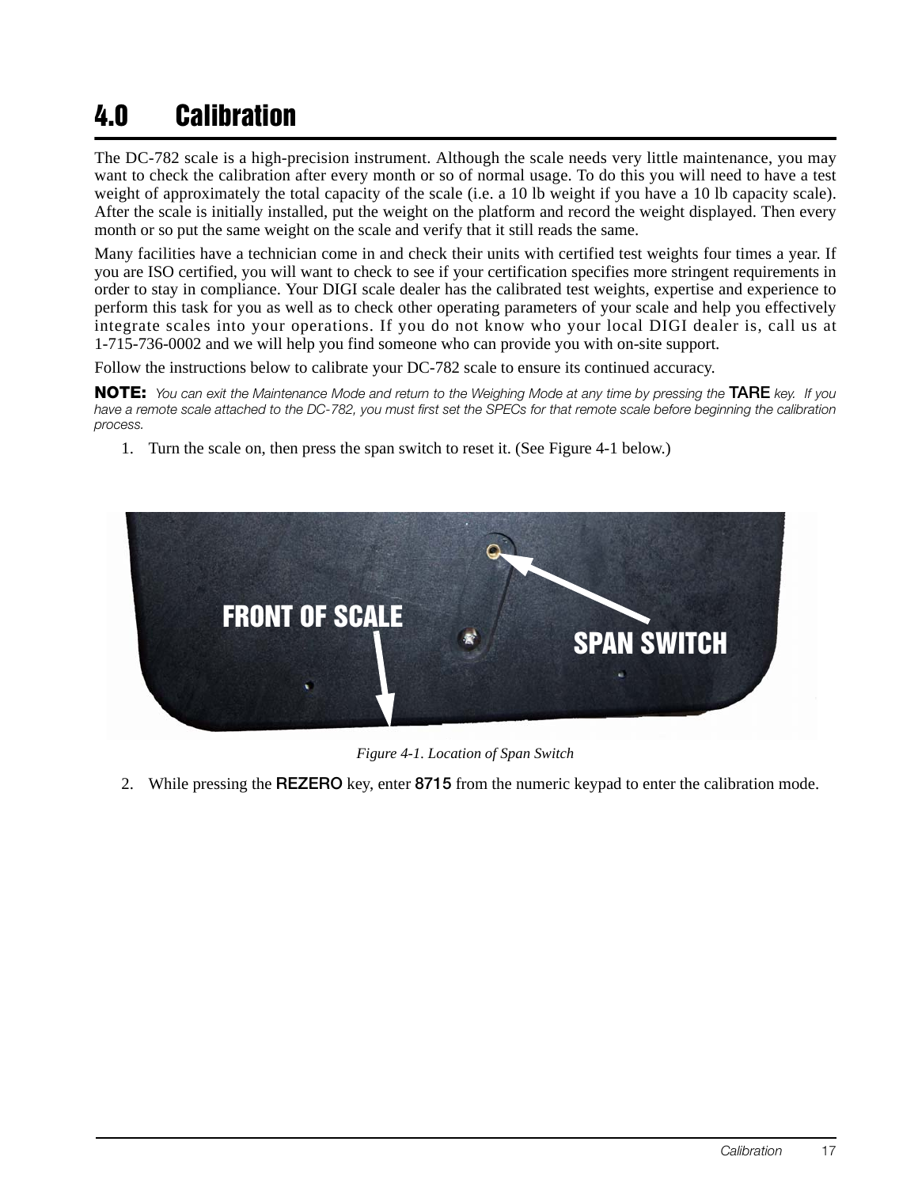# 4.0 Calibration

The DC-782 scale is a high-precision instrument. Although the scale needs very little maintenance, you may want to check the calibration after every month or so of normal usage. To do this you will need to have a test weight of approximately the total capacity of the scale (i.e. a 10 lb weight if you have a 10 lb capacity scale). After the scale is initially installed, put the weight on the platform and record the weight displayed. Then every month or so put the same weight on the scale and verify that it still reads the same.

Many facilities have a technician come in and check their units with certified test weights four times a year. If you are ISO certified, you will want to check to see if your certification specifies more stringent requirements in order to stay in compliance. Your DIGI scale dealer has the calibrated test weights, expertise and experience to perform this task for you as well as to check other operating parameters of your scale and help you effectively integrate scales into your operations. If you do not know who your local DIGI dealer is, call us at 1-715-736-0002 and we will help you find someone who can provide you with on-site support.

Follow the instructions below to calibrate your DC-782 scale to ensure its continued accuracy.

**NOTE:** *You can exit the Maintenance Mode and return to the Weighing Mode at any time by pressing the* **TARE** *key. If you have a remote scale attached to the DC-782, you must first set the SPECs for that remote scale before beginning the calibration process.*

1. Turn the scale on, then press the span switch to reset it. (See Figure 4-1 below.)

FRONT OF SCALE

SPAN SWITCH

*Figure 4-1. Location of Span Switch*

2. While pressing the **REZERO** key, enter **8715** from the numeric keypad to enter the calibration mode.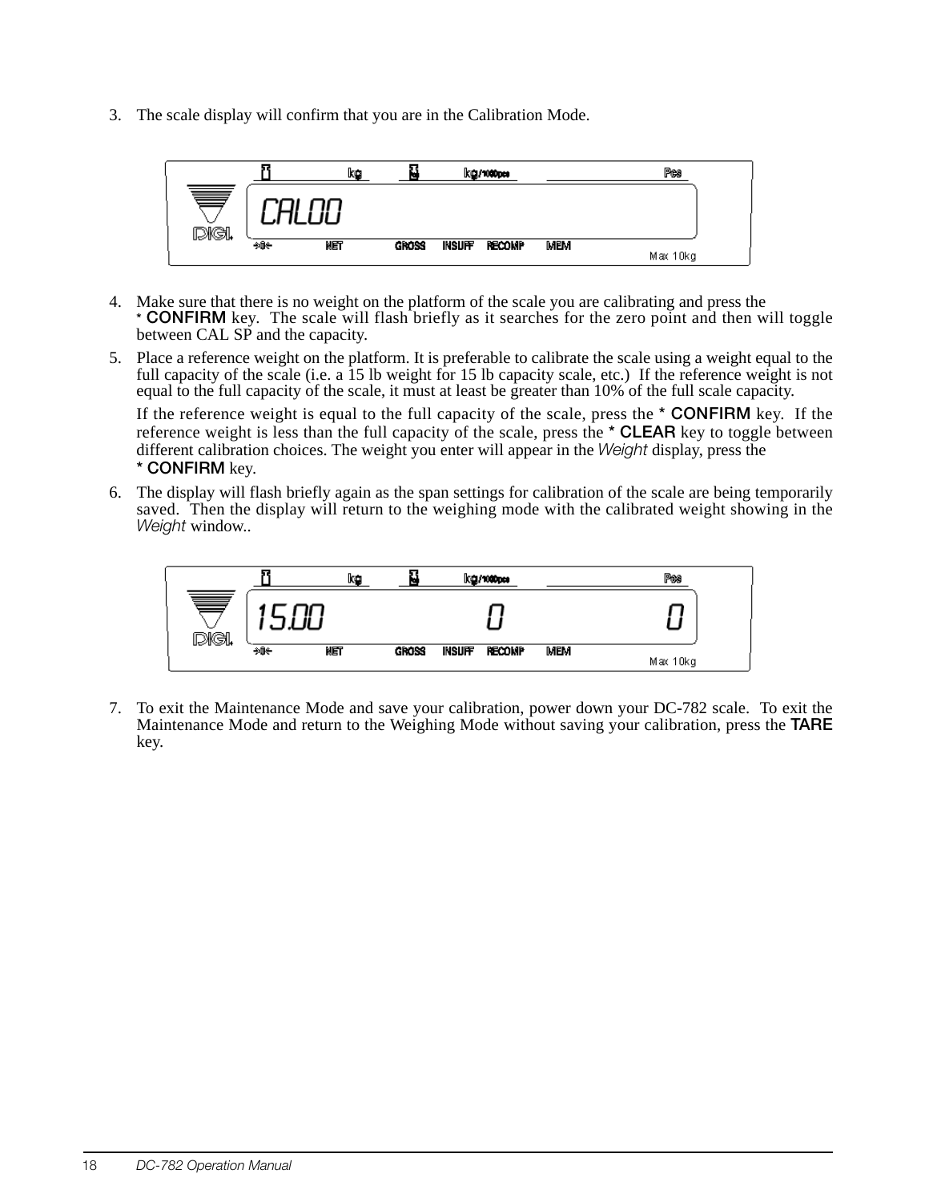3. The scale display will confirm that you are in the Calibration Mode.

4. Make sure that there is no weight on the platform of the scale you are calibrating and press the * **CONFIRM** key. The scale will flash briefly as it searches for the zero point and then will toggle between CAL SP and the capacity.
5. Place a reference weight on the platform. It is preferable to calibrate the scale using a weight equal to the full capacity of the scale (i.e. a 15 lb weight for 15 lb capacity scale, etc.) If the reference weight is not equal to the full capacity of the scale, it must at least be greater than 10% of the full scale capacity.

   If the reference weight is equal to the full capacity of the scale, press the * **CONFIRM** key. If the reference weight is less than the full capacity of the scale, press the * **CLEAR** key to toggle between different calibration choices. The weight you enter will appear in the *Weight* display, press the * **CONFIRM** key.
6. The display will flash briefly again as the span settings for calibration of the scale are being temporarily saved. Then the display will return to the weighing mode with the calibrated weight showing in the *Weight* window..

7. To exit the Maintenance Mode and save your calibration, power down your DC-782 scale. To exit the Maintenance Mode and return to the Weighing Mode without saving your calibration, press the **TARE** key.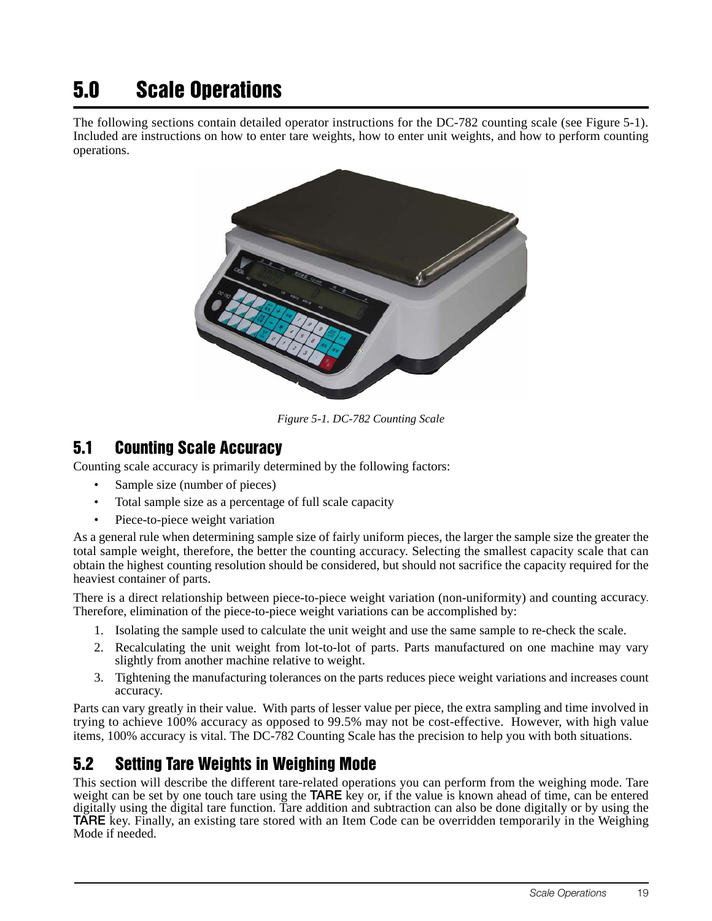# 5.0 Scale Operations

The following sections contain detailed operator instructions for the DC-782 counting scale (see Figure 5-1). Included are instructions on how to enter tare weights, how to enter unit weights, and how to perform counting operations.

*Figure 5-1. DC-782 Counting Scale*

## 5.1 Counting Scale Accuracy

Counting scale accuracy is primarily determined by the following factors:

- Sample size (number of pieces)
- Total sample size as a percentage of full scale capacity
- Piece-to-piece weight variation

As a general rule when determining sample size of fairly uniform pieces, the larger the sample size the greater the total sample weight, therefore, the better the counting accuracy. Selecting the smallest capacity scale that can obtain the highest counting resolution should be considered, but should not sacrifice the capacity required for the heaviest container of parts.

There is a direct relationship between piece-to-piece weight variation (non-uniformity) and counting accuracy. Therefore, elimination of the piece-to-piece weight variations can be accomplished by:

1. Isolating the sample used to calculate the unit weight and use the same sample to re-check the scale.
2. Recalculating the unit weight from lot-to-lot of parts. Parts manufactured on one machine may vary slightly from another machine relative to weight.
3. Tightening the manufacturing tolerances on the parts reduces piece weight variations and increases count accuracy.

Parts can vary greatly in their value. With parts of lesser value per piece, the extra sampling and time involved in trying to achieve 100% accuracy as opposed to 99.5% may not be cost-effective. However, with high value items, 100% accuracy is vital. The DC-782 Counting Scale has the precision to help you with both situations.

## 5.2 Setting Tare Weights in Weighing Mode

This section will describe the different tare-related operations you can perform from the weighing mode. Tare weight can be set by one touch tare using the **TARE** key or, if the value is known ahead of time, can be entered digitally using the digital tare function. Tare addition and subtraction can also be done digitally or by using the **TARE** key. Finally, an existing tare stored with an Item Code can be overridden temporarily in the Weighing Mode if needed.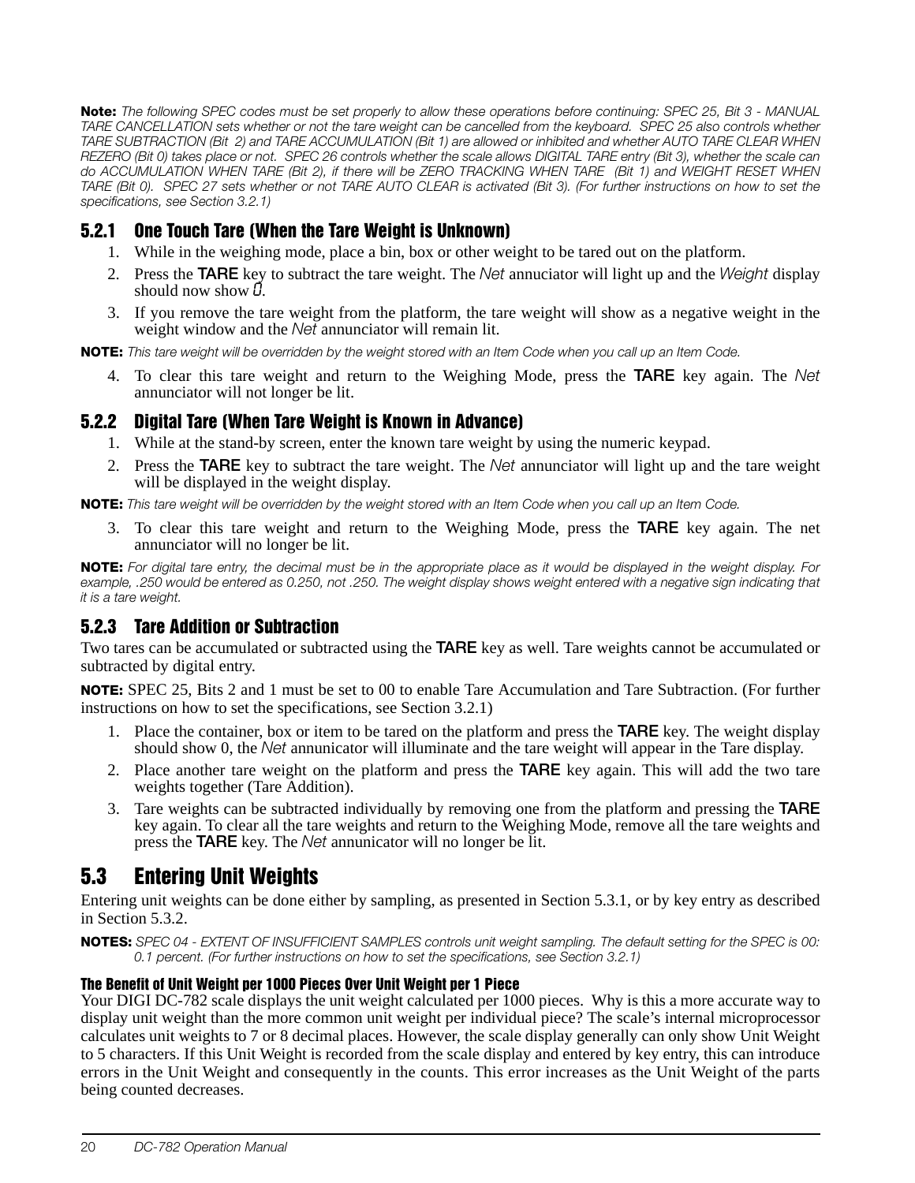**Note:** *The following SPEC codes must be set properly to allow these operations before continuing: SPEC 25, Bit 3 - MANUAL TARE CANCELLATION sets whether or not the tare weight can be cancelled from the keyboard. SPEC 25 also controls whether TARE SUBTRACTION (Bit 2) and TARE ACCUMULATION (Bit 1) are allowed or inhibited and whether AUTO TARE CLEAR WHEN REZERO (Bit 0) takes place or not. SPEC 26 controls whether the scale allows DIGITAL TARE entry (Bit 3), whether the scale can do ACCUMULATION WHEN TARE (Bit 2), if there will be ZERO TRACKING WHEN TARE (Bit 1) and WEIGHT RESET WHEN TARE (Bit 0). SPEC 27 sets whether or not TARE AUTO CLEAR is activated (Bit 3). (For further instructions on how to set the specifications, see Section 3.2.1)*

### 5.2.1 One Touch Tare (When the Tare Weight is Unknown)

1. While in the weighing mode, place a bin, box or other weight to be tared out on the platform.
2. Press the **TARE** key to subtract the tare weight. The *Net* annuciator will light up and the *Weight* display should now show *0*.
3. If you remove the tare weight from the platform, the tare weight will show as a negative weight in the weight window and the *Net* annunciator will remain lit.

**NOTE:** *This tare weight will be overridden by the weight stored with an Item Code when you call up an Item Code.*

4. To clear this tare weight and return to the Weighing Mode, press the **TARE** key again. The *Net* annunciator will not longer be lit.

### 5.2.2 Digital Tare (When Tare Weight is Known in Advance)

1. While at the stand-by screen, enter the known tare weight by using the numeric keypad.
2. Press the **TARE** key to subtract the tare weight. The *Net* annunciator will light up and the tare weight will be displayed in the weight display.

**NOTE:** *This tare weight will be overridden by the weight stored with an Item Code when you call up an Item Code.*

3. To clear this tare weight and return to the Weighing Mode, press the **TARE** key again. The net annunciator will no longer be lit.

**NOTE:** *For digital tare entry, the decimal must be in the appropriate place as it would be displayed in the weight display. For example, .250 would be entered as 0.250, not .250. The weight display shows weight entered with a negative sign indicating that it is a tare weight.*

### 5.2.3 Tare Addition or Subtraction

Two tares can be accumulated or subtracted using the **TARE** key as well. Tare weights cannot be accumulated or subtracted by digital entry.

**NOTE:** SPEC 25, Bits 2 and 1 must be set to 00 to enable Tare Accumulation and Tare Subtraction. (For further instructions on how to set the specifications, see Section 3.2.1)

1. Place the container, box or item to be tared on the platform and press the **TARE** key. The weight display should show 0, the *Net* annunicator will illuminate and the tare weight will appear in the Tare display.
2. Place another tare weight on the platform and press the **TARE** key again. This will add the two tare weights together (Tare Addition).
3. Tare weights can be subtracted individually by removing one from the platform and pressing the **TARE** key again. To clear all the tare weights and return to the Weighing Mode, remove all the tare weights and press the **TARE** key. The *Net* annunicator will no longer be lit.

## 5.3 Entering Unit Weights

Entering unit weights can be done either by sampling, as presented in Section 5.3.1, or by key entry as described in Section 5.3.2.

**NOTES:** *SPEC 04 - EXTENT OF INSUFFICIENT SAMPLES controls unit weight sampling. The default setting for the SPEC is 00: 0.1 percent. (For further instructions on how to set the specifications, see Section 3.2.1)*

#### The Benefit of Unit Weight per 1000 Pieces Over Unit Weight per 1 Piece

Your DIGI DC-782 scale displays the unit weight calculated per 1000 pieces. Why is this a more accurate way to display unit weight than the more common unit weight per individual piece? The scale's internal microprocessor calculates unit weights to 7 or 8 decimal places. However, the scale display generally can only show Unit Weight to 5 characters. If this Unit Weight is recorded from the scale display and entered by key entry, this can introduce errors in the Unit Weight and consequently in the counts. This error increases as the Unit Weight of the parts being counted decreases.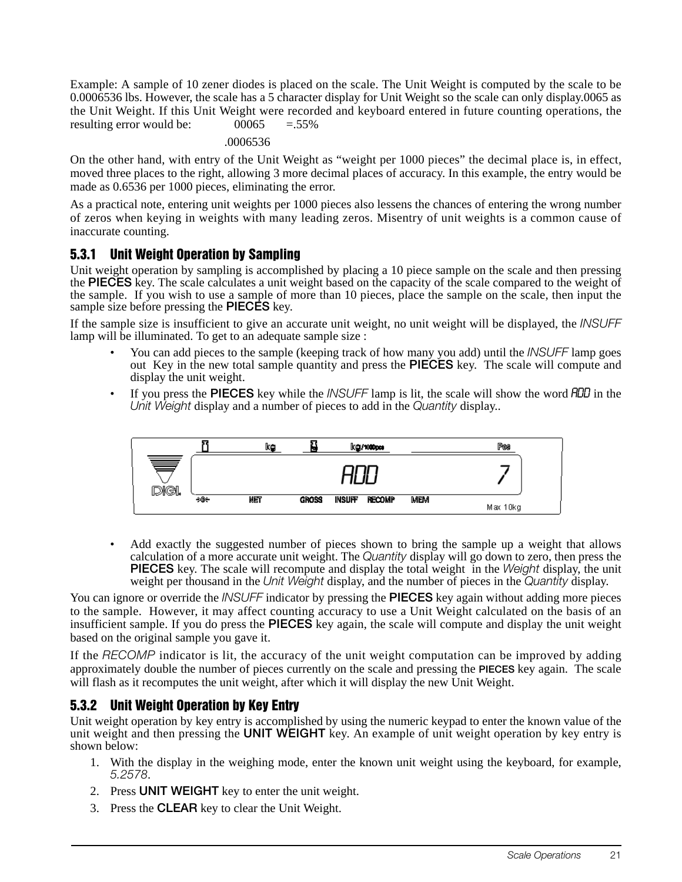Example: A sample of 10 zener diodes is placed on the scale. The Unit Weight is computed by the scale to be 0.0006536 lbs. However, the scale has a 5 character display for Unit Weight so the scale can only display.0065 as the Unit Weight. If this Unit Weight were recorded and keyboard entered in future counting operations, the resulting error would be: 00065 =.55%

.0006536

On the other hand, with entry of the Unit Weight as "weight per 1000 pieces" the decimal place is, in effect, moved three places to the right, allowing 3 more decimal places of accuracy. In this example, the entry would be made as 0.6536 per 1000 pieces, eliminating the error.

As a practical note, entering unit weights per 1000 pieces also lessens the chances of entering the wrong number of zeros when keying in weights with many leading zeros. Misentry of unit weights is a common cause of inaccurate counting.

### 5.3.1 Unit Weight Operation by Sampling

Unit weight operation by sampling is accomplished by placing a 10 piece sample on the scale and then pressing the **PIECES** key. The scale calculates a unit weight based on the capacity of the scale compared to the weight of the sample. If you wish to use a sample of more than 10 pieces, place the sample on the scale, then input the sample size before pressing the **PIECES** key.

If the sample size is insufficient to give an accurate unit weight, no unit weight will be displayed, the *INSUFF* lamp will be illuminated. To get to an adequate sample size :

- You can add pieces to the sample (keeping track of how many you add) until the *INSUFF* lamp goes out Key in the new total sample quantity and press the **PIECES** key. The scale will compute and display the unit weight.
- If you press the **PIECES** key while the *INSUFF* lamp is lit, the scale will show the word *ADD* in the *Unit Weight* display and a number of pieces to add in the *Quantity* display..

- Add exactly the suggested number of pieces shown to bring the sample up a weight that allows calculation of a more accurate unit weight. The *Quantity* display will go down to zero, then press the **PIECES** key. The scale will recompute and display the total weight in the *Weight* display, the unit weight per thousand in the *Unit Weight* display, and the number of pieces in the *Quantity* display.

You can ignore or override the *INSUFF* indicator by pressing the **PIECES** key again without adding more pieces to the sample. However, it may affect counting accuracy to use a Unit Weight calculated on the basis of an insufficient sample. If you do press the **PIECES** key again, the scale will compute and display the unit weight based on the original sample you gave it.

If the *RECOMP* indicator is lit, the accuracy of the unit weight computation can be improved by adding approximately double the number of pieces currently on the scale and pressing the **PIECES** key again. The scale will flash as it recomputes the unit weight, after which it will display the new Unit Weight.

### 5.3.2 Unit Weight Operation by Key Entry

Unit weight operation by key entry is accomplished by using the numeric keypad to enter the known value of the unit weight and then pressing the **UNIT WEIGHT** key. An example of unit weight operation by key entry is shown below:

1. With the display in the weighing mode, enter the known unit weight using the keyboard, for example, *5.2578*.
2. Press **UNIT WEIGHT** key to enter the unit weight.
3. Press the **CLEAR** key to clear the Unit Weight.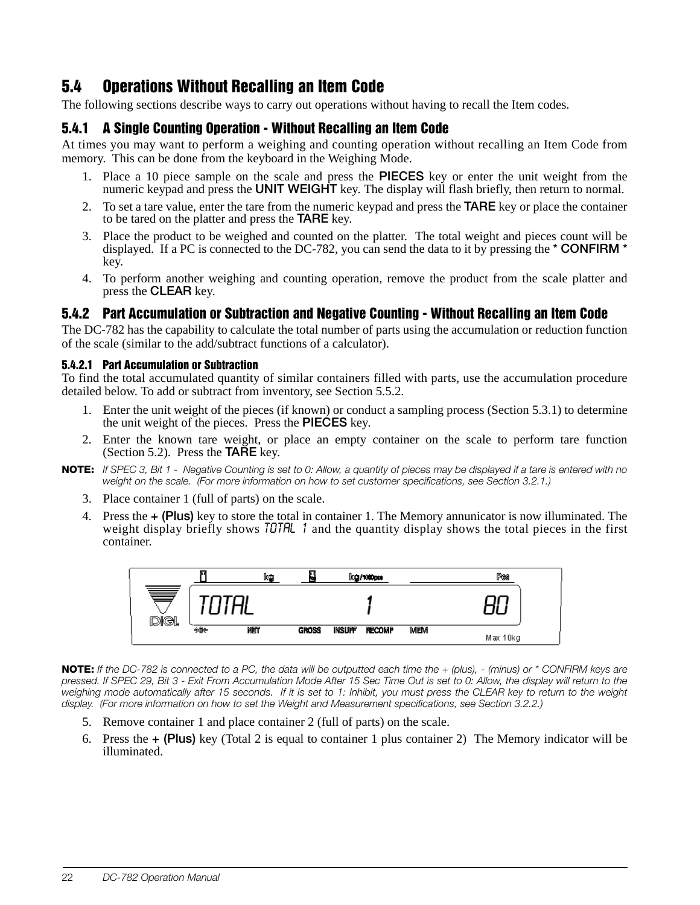## 5.4 Operations Without Recalling an Item Code

The following sections describe ways to carry out operations without having to recall the Item codes.

### 5.4.1 A Single Counting Operation - Without Recalling an Item Code

At times you may want to perform a weighing and counting operation without recalling an Item Code from memory. This can be done from the keyboard in the Weighing Mode.

1. Place a 10 piece sample on the scale and press the **PIECES** key or enter the unit weight from the numeric keypad and press the **UNIT WEIGHT** key. The display will flash briefly, then return to normal.
2. To set a tare value, enter the tare from the numeric keypad and press the **TARE** key or place the container to be tared on the platter and press the **TARE** key.
3. Place the product to be weighed and counted on the platter. The total weight and pieces count will be displayed. If a PC is connected to the DC-782, you can send the data to it by pressing the **\* CONFIRM \*** key.
4. To perform another weighing and counting operation, remove the product from the scale platter and press the **CLEAR** key.

### 5.4.2 Part Accumulation or Subtraction and Negative Counting - Without Recalling an Item Code

The DC-782 has the capability to calculate the total number of parts using the accumulation or reduction function of the scale (similar to the add/subtract functions of a calculator).

#### 5.4.2.1 Part Accumulation or Subtraction

To find the total accumulated quantity of similar containers filled with parts, use the accumulation procedure detailed below. To add or subtract from inventory, see Section 5.5.2.

1. Enter the unit weight of the pieces (if known) or conduct a sampling process (Section 5.3.1) to determine the unit weight of the pieces. Press the **PIECES** key.
2. Enter the known tare weight, or place an empty container on the scale to perform tare function (Section 5.2). Press the **TARE** key.

**NOTE:** *If SPEC 3, Bit 1 - Negative Counting is set to 0: Allow, a quantity of pieces may be displayed if a tare is entered with no weight on the scale. (For more information on how to set customer specifications, see Section 3.2.1.)*

3. Place container 1 (full of parts) on the scale.
4. Press the **+ (Plus)** key to store the total in container 1. The Memory annunicator is now illuminated. The weight display briefly shows `TOTAL 1` and the quantity display shows the total pieces in the first container.

```
TOTAL          1          80
```

**NOTE:** *If the DC-782 is connected to a PC, the data will be outputted each time the + (plus), - (minus) or \* CONFIRM keys are pressed. If SPEC 29, Bit 3 - Exit From Accumulation Mode After 15 Sec Time Out is set to 0: Allow, the display will return to the weighing mode automatically after 15 seconds. If it is set to 1: Inhibit, you must press the CLEAR key to return to the weight display. (For more information on how to set the Weight and Measurement specifications, see Section 3.2.2.)*

5. Remove container 1 and place container 2 (full of parts) on the scale.
6. Press the **+ (Plus)** key (Total 2 is equal to container 1 plus container 2) The Memory indicator will be illuminated.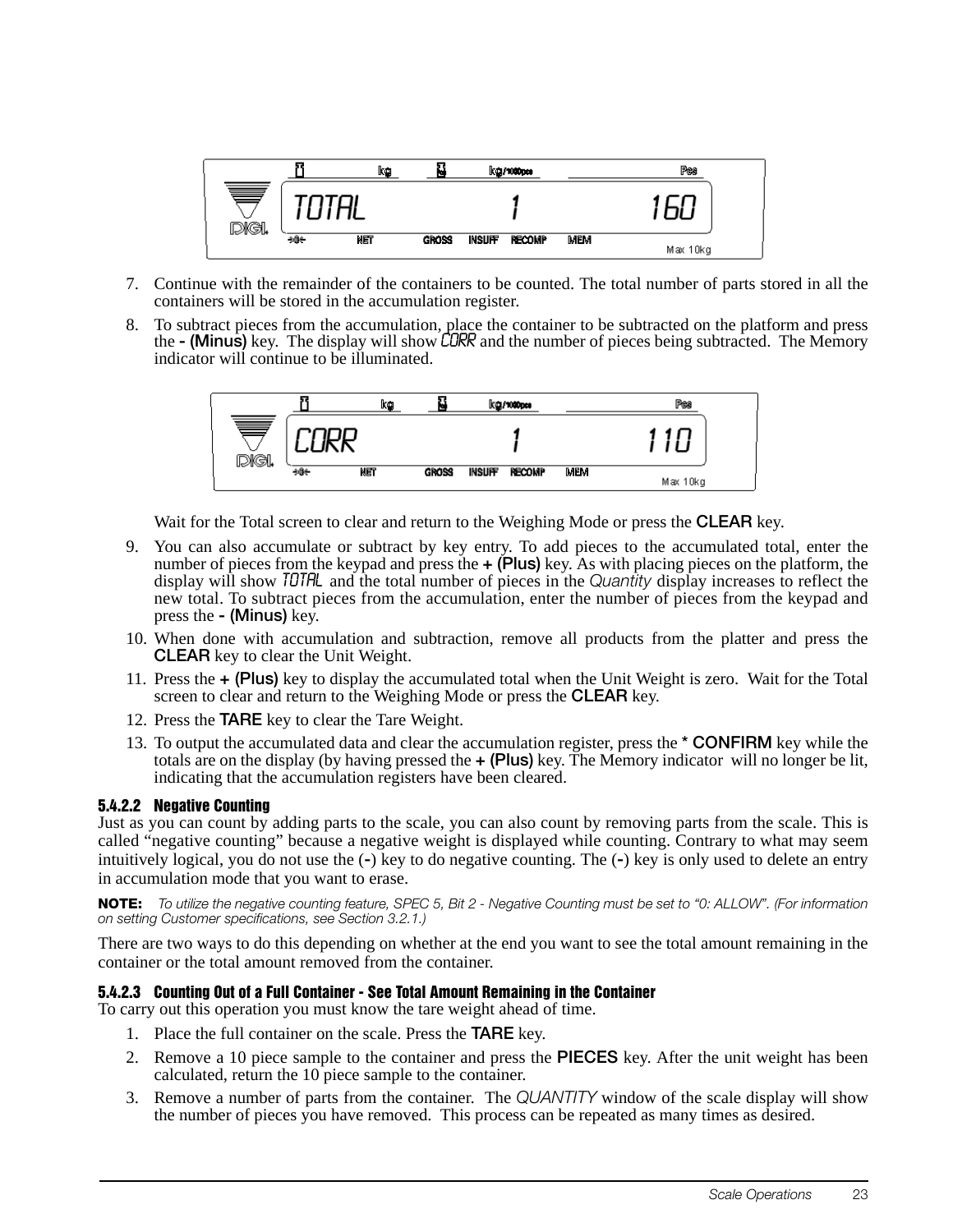7. Continue with the remainder of the containers to be counted. The total number of parts stored in all the containers will be stored in the accumulation register.
8. To subtract pieces from the accumulation, place the container to be subtracted on the platform and press the **- (Minus)** key. The display will show CORR and the number of pieces being subtracted. The Memory indicator will continue to be illuminated.

   Wait for the Total screen to clear and return to the Weighing Mode or press the **CLEAR** key.
9. You can also accumulate or subtract by key entry. To add pieces to the accumulated total, enter the number of pieces from the keypad and press the **+ (Plus)** key. As with placing pieces on the platform, the display will show TOTAL and the total number of pieces in the *Quantity* display increases to reflect the new total. To subtract pieces from the accumulation, enter the number of pieces from the keypad and press the **- (Minus)** key.
10. When done with accumulation and subtraction, remove all products from the platter and press the **CLEAR** key to clear the Unit Weight.
11. Press the **+ (Plus)** key to display the accumulated total when the Unit Weight is zero. Wait for the Total screen to clear and return to the Weighing Mode or press the **CLEAR** key.
12. Press the **TARE** key to clear the Tare Weight.
13. To output the accumulated data and clear the accumulation register, press the **\* CONFIRM** key while the totals are on the display (by having pressed the **+ (Plus)** key. The Memory indicator will no longer be lit, indicating that the accumulation registers have been cleared.

#### 5.4.2.2 Negative Counting

Just as you can count by adding parts to the scale, you can also count by removing parts from the scale. This is called "negative counting" because a negative weight is displayed while counting. Contrary to what may seem intuitively logical, you do not use the (**-**) key to do negative counting. The (**-**) key is only used to delete an entry in accumulation mode that you want to erase.

**NOTE:** *To utilize the negative counting feature, SPEC 5, Bit 2 - Negative Counting must be set to "0: ALLOW". (For information on setting Customer specifications, see Section 3.2.1.)*

There are two ways to do this depending on whether at the end you want to see the total amount remaining in the container or the total amount removed from the container.

#### 5.4.2.3 Counting Out of a Full Container - See Total Amount Remaining in the Container

To carry out this operation you must know the tare weight ahead of time.

1. Place the full container on the scale. Press the **TARE** key.
2. Remove a 10 piece sample to the container and press the **PIECES** key. After the unit weight has been calculated, return the 10 piece sample to the container.
3. Remove a number of parts from the container. The *QUANTITY* window of the scale display will show the number of pieces you have removed. This process can be repeated as many times as desired.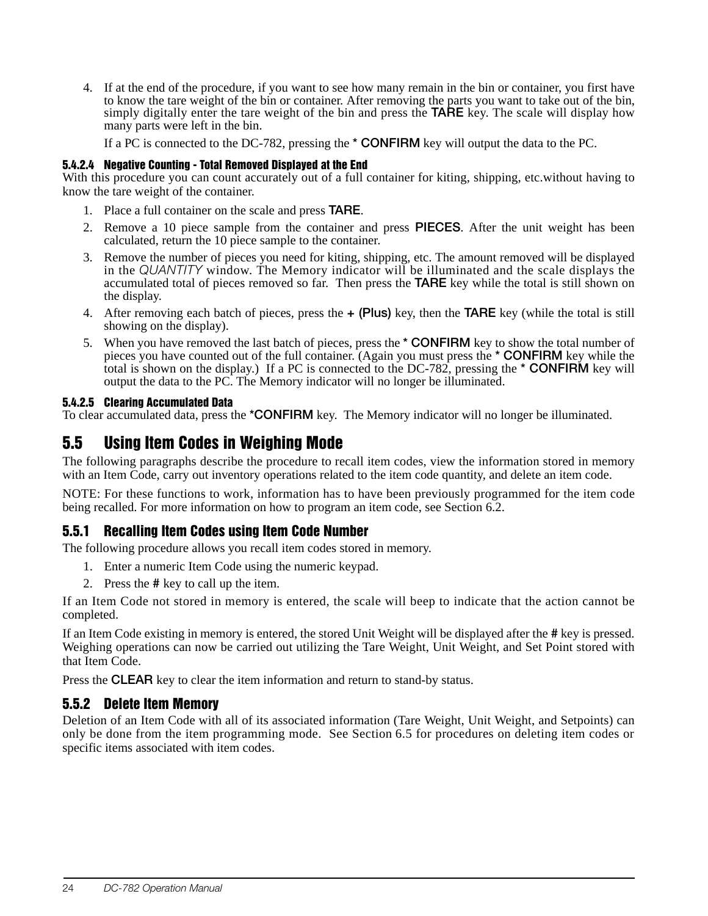4. If at the end of the procedure, if you want to see how many remain in the bin or container, you first have to know the tare weight of the bin or container. After removing the parts you want to take out of the bin, simply digitally enter the tare weight of the bin and press the **TARE** key. The scale will display how many parts were left in the bin.

   If a PC is connected to the DC-782, pressing the **\* CONFIRM** key will output the data to the PC.

#### 5.4.2.4 Negative Counting - Total Removed Displayed at the End

With this procedure you can count accurately out of a full container for kiting, shipping, etc.without having to know the tare weight of the container.

1. Place a full container on the scale and press **TARE**.
2. Remove a 10 piece sample from the container and press **PIECES**. After the unit weight has been calculated, return the 10 piece sample to the container.
3. Remove the number of pieces you need for kiting, shipping, etc. The amount removed will be displayed in the *QUANTITY* window. The Memory indicator will be illuminated and the scale displays the accumulated total of pieces removed so far. Then press the **TARE** key while the total is still shown on the display.
4. After removing each batch of pieces, press the **+ (Plus)** key, then the **TARE** key (while the total is still showing on the display).
5. When you have removed the last batch of pieces, press the **\* CONFIRM** key to show the total number of pieces you have counted out of the full container. (Again you must press the **\* CONFIRM** key while the total is shown on the display.) If a PC is connected to the DC-782, pressing the **\* CONFIRM** key will output the data to the PC. The Memory indicator will no longer be illuminated.

#### 5.4.2.5 Clearing Accumulated Data

To clear accumulated data, press the **\*CONFIRM** key. The Memory indicator will no longer be illuminated.

## 5.5 Using Item Codes in Weighing Mode

The following paragraphs describe the procedure to recall item codes, view the information stored in memory with an Item Code, carry out inventory operations related to the item code quantity, and delete an item code.

NOTE: For these functions to work, information has to have been previously programmed for the item code being recalled. For more information on how to program an item code, see Section 6.2.

### 5.5.1 Recalling Item Codes using Item Code Number

The following procedure allows you recall item codes stored in memory.

1. Enter a numeric Item Code using the numeric keypad.
2. Press the **#** key to call up the item.

If an Item Code not stored in memory is entered, the scale will beep to indicate that the action cannot be completed.

If an Item Code existing in memory is entered, the stored Unit Weight will be displayed after the **#** key is pressed. Weighing operations can now be carried out utilizing the Tare Weight, Unit Weight, and Set Point stored with that Item Code.

Press the **CLEAR** key to clear the item information and return to stand-by status.

### 5.5.2 Delete Item Memory

Deletion of an Item Code with all of its associated information (Tare Weight, Unit Weight, and Setpoints) can only be done from the item programming mode. See Section 6.5 for procedures on deleting item codes or specific items associated with item codes.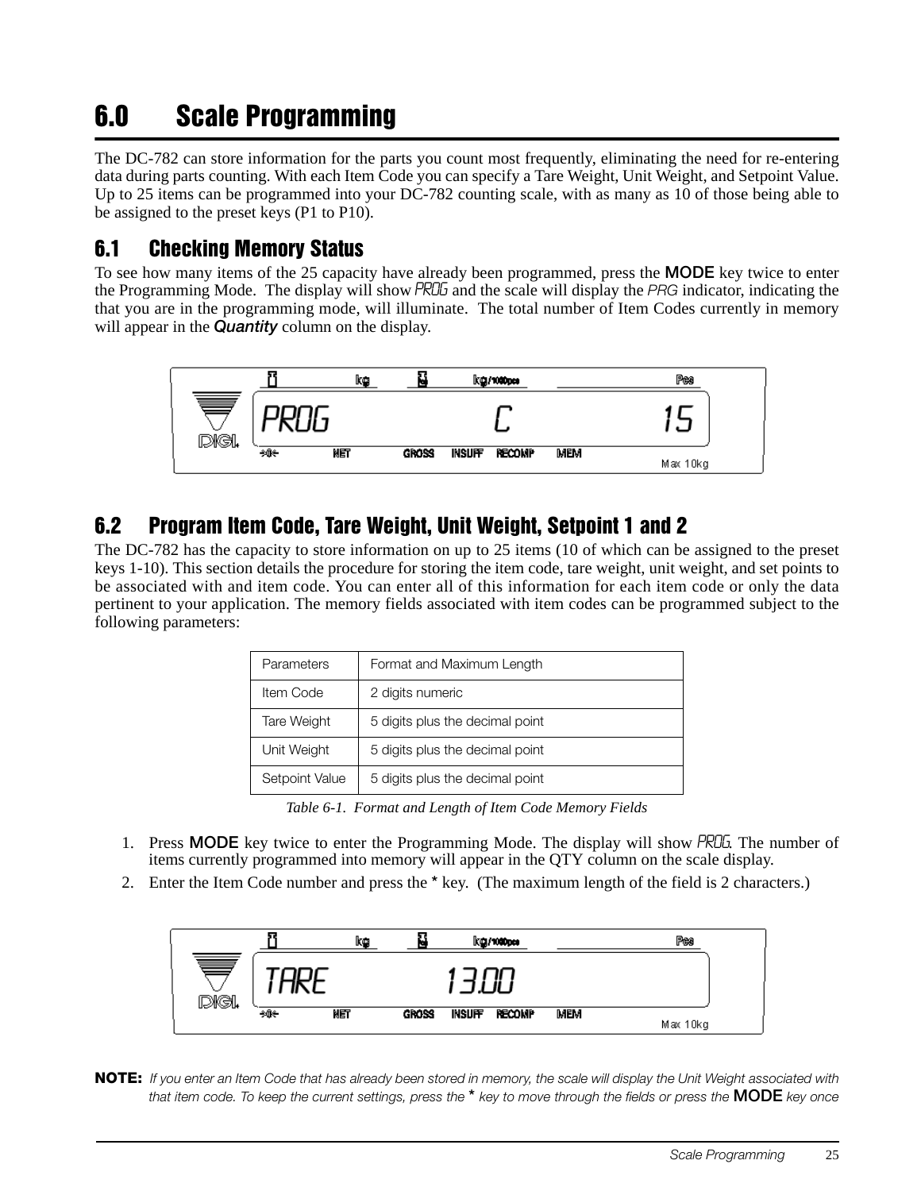# 6.0 Scale Programming

The DC-782 can store information for the parts you count most frequently, eliminating the need for re-entering data during parts counting. With each Item Code you can specify a Tare Weight, Unit Weight, and Setpoint Value. Up to 25 items can be programmed into your DC-782 counting scale, with as many as 10 of those being able to be assigned to the preset keys (P1 to P10).

## 6.1 Checking Memory Status

To see how many items of the 25 capacity have already been programmed, press the **MODE** key twice to enter the Programming Mode. The display will show *PROG* and the scale will display the *PRG* indicator, indicating the that you are in the programming mode, will illuminate. The total number of Item Codes currently in memory will appear in the ***Quantity*** column on the display.

## 6.2 Program Item Code, Tare Weight, Unit Weight, Setpoint 1 and 2

The DC-782 has the capacity to store information on up to 25 items (10 of which can be assigned to the preset keys 1-10). This section details the procedure for storing the item code, tare weight, unit weight, and set points to be associated with and item code. You can enter all of this information for each item code or only the data pertinent to your application. The memory fields associated with item codes can be programmed subject to the following parameters:

| Parameters | Format and Maximum Length |
|---|---|
| Item Code | 2 digits numeric |
| Tare Weight | 5 digits plus the decimal point |
| Unit Weight | 5 digits plus the decimal point |
| Setpoint Value | 5 digits plus the decimal point |

*Table 6-1. Format and Length of Item Code Memory Fields*

1. Press **MODE** key twice to enter the Programming Mode. The display will show *PROG*. The number of items currently programmed into memory will appear in the QTY column on the scale display.
2. Enter the Item Code number and press the * key. (The maximum length of the field is 2 characters.)

**NOTE:** *If you enter an Item Code that has already been stored in memory, the scale will display the Unit Weight associated with that item code. To keep the current settings, press the * key to move through the fields or press the* **MODE** *key once*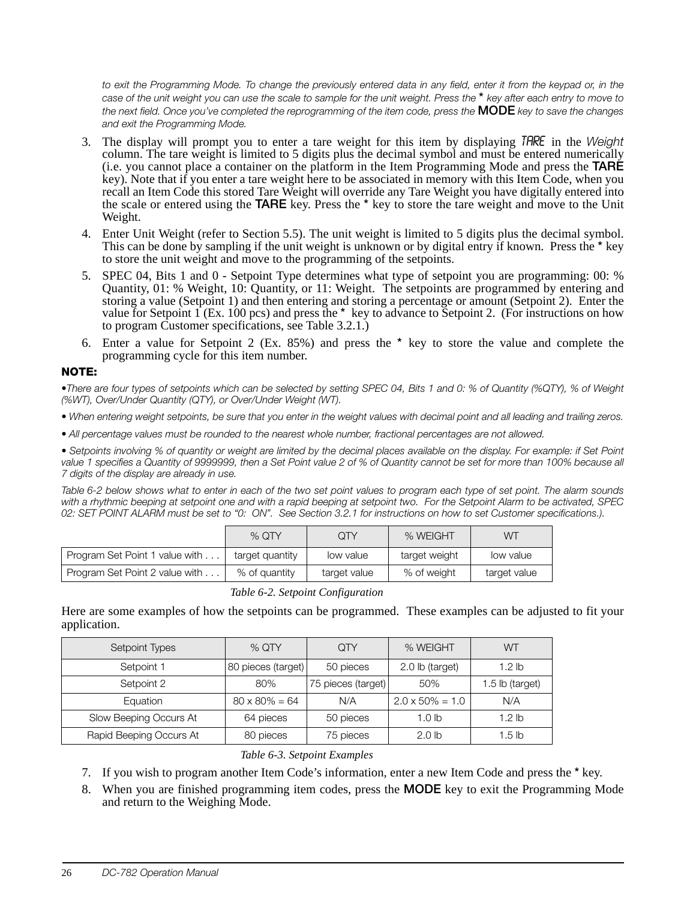*to exit the Programming Mode. To change the previously entered data in any field, enter it from the keypad or, in the case of the unit weight you can use the scale to sample for the unit weight. Press the* * *key after each entry to move to the next field. Once you've completed the reprogramming of the item code, press the* **MODE** *key to save the changes and exit the Programming Mode.*

3. The display will prompt you to enter a tare weight for this item by displaying TARE in the *Weight* column. The tare weight is limited to 5 digits plus the decimal symbol and must be entered numerically (i.e. you cannot place a container on the platform in the Item Programming Mode and press the **TARE** key). Note that if you enter a tare weight here to be associated in memory with this Item Code, when you recall an Item Code this stored Tare Weight will override any Tare Weight you have digitally entered into the scale or entered using the **TARE** key. Press the * key to store the tare weight and move to the Unit Weight.
4. Enter Unit Weight (refer to Section 5.5). The unit weight is limited to 5 digits plus the decimal symbol. This can be done by sampling if the unit weight is unknown or by digital entry if known. Press the * key to store the unit weight and move to the programming of the setpoints.
5. SPEC 04, Bits 1 and 0 - Setpoint Type determines what type of setpoint you are programming: 00: % Quantity, 01: % Weight, 10: Quantity, or 11: Weight. The setpoints are programmed by entering and storing a value (Setpoint 1) and then entering and storing a percentage or amount (Setpoint 2). Enter the value for Setpoint 1 (Ex. 100 pcs) and press the * key to advance to Setpoint 2. (For instructions on how to program Customer specifications, see Table 3.2.1.)
6. Enter a value for Setpoint 2 (Ex. 85%) and press the * key to store the value and complete the programming cycle for this item number.

**NOTE:**

*•There are four types of setpoints which can be selected by setting SPEC 04, Bits 1 and 0: % of Quantity (%QTY), % of Weight (%WT), Over/Under Quantity (QTY), or Over/Under Weight (WT).*

*• When entering weight setpoints, be sure that you enter in the weight values with decimal point and all leading and trailing zeros.*

*• All percentage values must be rounded to the nearest whole number, fractional percentages are not allowed.*

*• Setpoints involving % of quantity or weight are limited by the decimal places available on the display. For example: if Set Point value 1 specifies a Quantity of 9999999, then a Set Point value 2 of % of Quantity cannot be set for more than 100% because all 7 digits of the display are already in use.*

*Table 6-2 below shows what to enter in each of the two set point values to program each type of set point. The alarm sounds with a rhythmic beeping at setpoint one and with a rapid beeping at setpoint two. For the Setpoint Alarm to be activated, SPEC 02: SET POINT ALARM must be set to "0: ON". See Section 3.2.1 for instructions on how to set Customer specifications.).*

| | % QTY | QTY | % WEIGHT | WT |
|---|---|---|---|---|
| Program Set Point 1 value with . . . | target quantity | low value | target weight | low value |
| Program Set Point 2 value with . . . | % of quantity | target value | % of weight | target value |

*Table 6-2. Setpoint Configuration*

Here are some examples of how the setpoints can be programmed. These examples can be adjusted to fit your application.

| Setpoint Types | % QTY | QTY | % WEIGHT | WT |
|---|---|---|---|---|
| Setpoint 1 | 80 pieces (target) | 50 pieces | 2.0 lb (target) | 1.2 lb |
| Setpoint 2 | 80% | 75 pieces (target) | 50% | 1.5 lb (target) |
| Equation | 80 x 80% = 64 | N/A | 2.0 x 50% = 1.0 | N/A |
| Slow Beeping Occurs At | 64 pieces | 50 pieces | 1.0 lb | 1.2 lb |
| Rapid Beeping Occurs At | 80 pieces | 75 pieces | 2.0 lb | 1.5 lb |

*Table 6-3. Setpoint Examples*

7. If you wish to program another Item Code's information, enter a new Item Code and press the * key.
8. When you are finished programming item codes, press the **MODE** key to exit the Programming Mode and return to the Weighing Mode.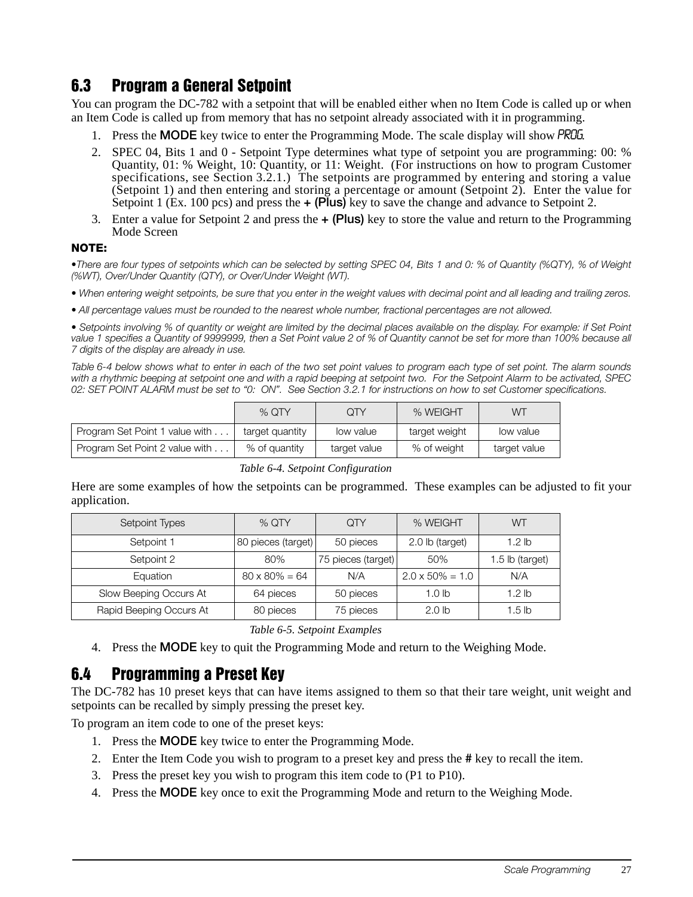## 6.3 Program a General Setpoint

You can program the DC-782 with a setpoint that will be enabled either when no Item Code is called up or when an Item Code is called up from memory that has no setpoint already associated with it in programming.

1. Press the **MODE** key twice to enter the Programming Mode. The scale display will show *PROG*.
2. SPEC 04, Bits 1 and 0 - Setpoint Type determines what type of setpoint you are programming: 00: % Quantity, 01: % Weight, 10: Quantity, or 11: Weight. (For instructions on how to program Customer specifications, see Section 3.2.1.) The setpoints are programmed by entering and storing a value (Setpoint 1) and then entering and storing a percentage or amount (Setpoint 2). Enter the value for Setpoint 1 (Ex. 100 pcs) and press the **+ (Plus)** key to save the change and advance to Setpoint 2.
3. Enter a value for Setpoint 2 and press the **+ (Plus)** key to store the value and return to the Programming Mode Screen

**NOTE:**

*•There are four types of setpoints which can be selected by setting SPEC 04, Bits 1 and 0: % of Quantity (%QTY), % of Weight (%WT), Over/Under Quantity (QTY), or Over/Under Weight (WT).*

*• When entering weight setpoints, be sure that you enter in the weight values with decimal point and all leading and trailing zeros.*

*• All percentage values must be rounded to the nearest whole number, fractional percentages are not allowed.*

*• Setpoints involving % of quantity or weight are limited by the decimal places available on the display. For example: if Set Point value 1 specifies a Quantity of 9999999, then a Set Point value 2 of % of Quantity cannot be set for more than 100% because all 7 digits of the display are already in use.*

*Table 6-4 below shows what to enter in each of the two set point values to program each type of set point. The alarm sounds with a rhythmic beeping at setpoint one and with a rapid beeping at setpoint two. For the Setpoint Alarm to be activated, SPEC 02: SET POINT ALARM must be set to “0: ON”. See Section 3.2.1 for instructions on how to set Customer specifications.*

| | % QTY | QTY | % WEIGHT | WT |
|---|---|---|---|---|
| Program Set Point 1 value with . . . | target quantity | low value | target weight | low value |
| Program Set Point 2 value with . . . | % of quantity | target value | % of weight | target value |

*Table 6-4. Setpoint Configuration*

Here are some examples of how the setpoints can be programmed. These examples can be adjusted to fit your application.

| Setpoint Types | % QTY | QTY | % WEIGHT | WT |
|---|---|---|---|---|
| Setpoint 1 | 80 pieces (target) | 50 pieces | 2.0 lb (target) | 1.2 lb |
| Setpoint 2 | 80% | 75 pieces (target) | 50% | 1.5 lb (target) |
| Equation | 80 x 80% = 64 | N/A | 2.0 x 50% = 1.0 | N/A |
| Slow Beeping Occurs At | 64 pieces | 50 pieces | 1.0 lb | 1.2 lb |
| Rapid Beeping Occurs At | 80 pieces | 75 pieces | 2.0 lb | 1.5 lb |

*Table 6-5. Setpoint Examples*

4. Press the **MODE** key to quit the Programming Mode and return to the Weighing Mode.

## 6.4 Programming a Preset Key

The DC-782 has 10 preset keys that can have items assigned to them so that their tare weight, unit weight and setpoints can be recalled by simply pressing the preset key.

To program an item code to one of the preset keys:

1. Press the **MODE** key twice to enter the Programming Mode.
2. Enter the Item Code you wish to program to a preset key and press the **#** key to recall the item.
3. Press the preset key you wish to program this item code to (P1 to P10).
4. Press the **MODE** key once to exit the Programming Mode and return to the Weighing Mode.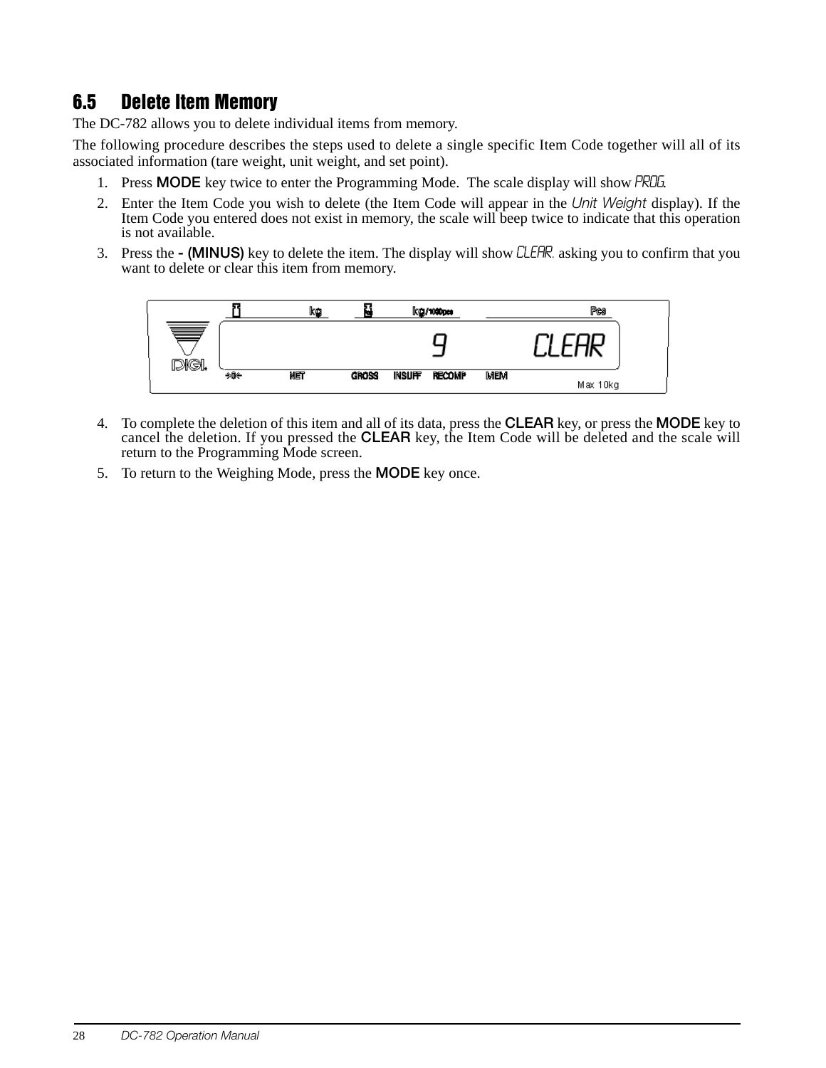## 6.5 Delete Item Memory

The DC-782 allows you to delete individual items from memory.

The following procedure describes the steps used to delete a single specific Item Code together will all of its associated information (tare weight, unit weight, and set point).

1. Press **MODE** key twice to enter the Programming Mode. The scale display will show *PROG*.
2. Enter the Item Code you wish to delete (the Item Code will appear in the *Unit Weight* display). If the Item Code you entered does not exist in memory, the scale will beep twice to indicate that this operation is not available.
3. Press the **- (MINUS)** key to delete the item. The display will show *CLEAR*. asking you to confirm that you want to delete or clear this item from memory.
4. To complete the deletion of this item and all of its data, press the **CLEAR** key, or press the **MODE** key to cancel the deletion. If you pressed the **CLEAR** key, the Item Code will be deleted and the scale will return to the Programming Mode screen.
5. To return to the Weighing Mode, press the **MODE** key once.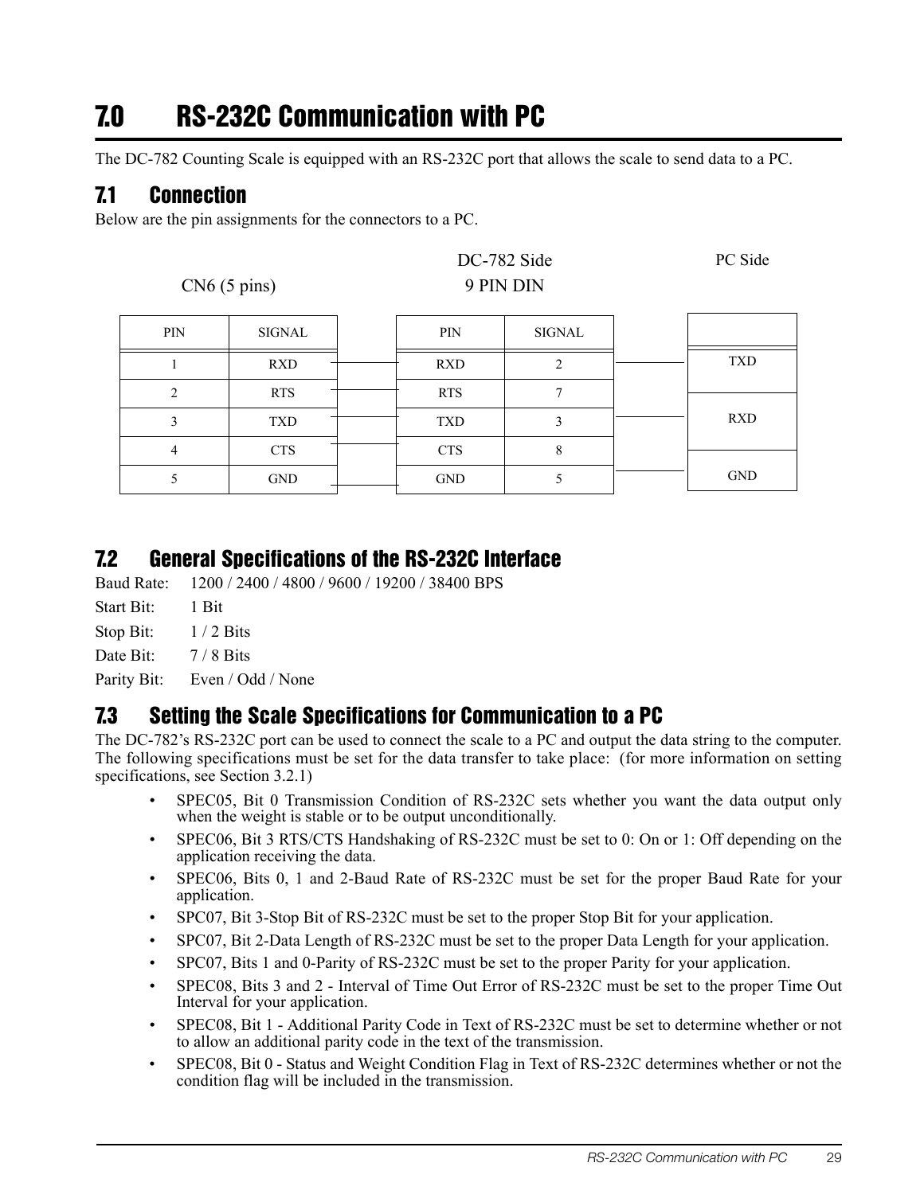# 7.0 RS-232C Communication with PC

The DC-782 Counting Scale is equipped with an RS-232C port that allows the scale to send data to a PC.

## 7.1 Connection

Below are the pin assignments for the connectors to a PC.

DC-782 Side

CN6 (5 pins)

| PIN | SIGNAL |
|---|---|
| 1 | RXD |
| 2 | RTS |
| 3 | TXD |
| 4 | CTS |
| 5 | GND |

9 PIN DIN

| PIN | SIGNAL |
|---|---|
| RXD | 2 |
| RTS | 7 |
| TXD | 3 |
| CTS | 8 |
| GND | 5 |

PC Side

| |
|---|
| TXD |
| RXD |
| GND |

## 7.2 General Specifications of the RS-232C Interface

Baud Rate: 1200 / 2400 / 4800 / 9600 / 19200 / 38400 BPS

Start Bit: 1 Bit

Stop Bit: 1 / 2 Bits

Date Bit: 7 / 8 Bits

Parity Bit: Even / Odd / None

## 7.3 Setting the Scale Specifications for Communication to a PC

The DC-782's RS-232C port can be used to connect the scale to a PC and output the data string to the computer. The following specifications must be set for the data transfer to take place: (for more information on setting specifications, see Section 3.2.1)

- SPEC05, Bit 0 Transmission Condition of RS-232C sets whether you want the data output only when the weight is stable or to be output unconditionally.
- SPEC06, Bit 3 RTS/CTS Handshaking of RS-232C must be set to 0: On or 1: Off depending on the application receiving the data.
- SPEC06, Bits 0, 1 and 2-Baud Rate of RS-232C must be set for the proper Baud Rate for your application.
- SPC07, Bit 3-Stop Bit of RS-232C must be set to the proper Stop Bit for your application.
- SPC07, Bit 2-Data Length of RS-232C must be set to the proper Data Length for your application.
- SPC07, Bits 1 and 0-Parity of RS-232C must be set to the proper Parity for your application.
- SPEC08, Bits 3 and 2 - Interval of Time Out Error of RS-232C must be set to the proper Time Out Interval for your application.
- SPEC08, Bit 1 - Additional Parity Code in Text of RS-232C must be set to determine whether or not to allow an additional parity code in the text of the transmission.
- SPEC08, Bit 0 - Status and Weight Condition Flag in Text of RS-232C determines whether or not the condition flag will be included in the transmission.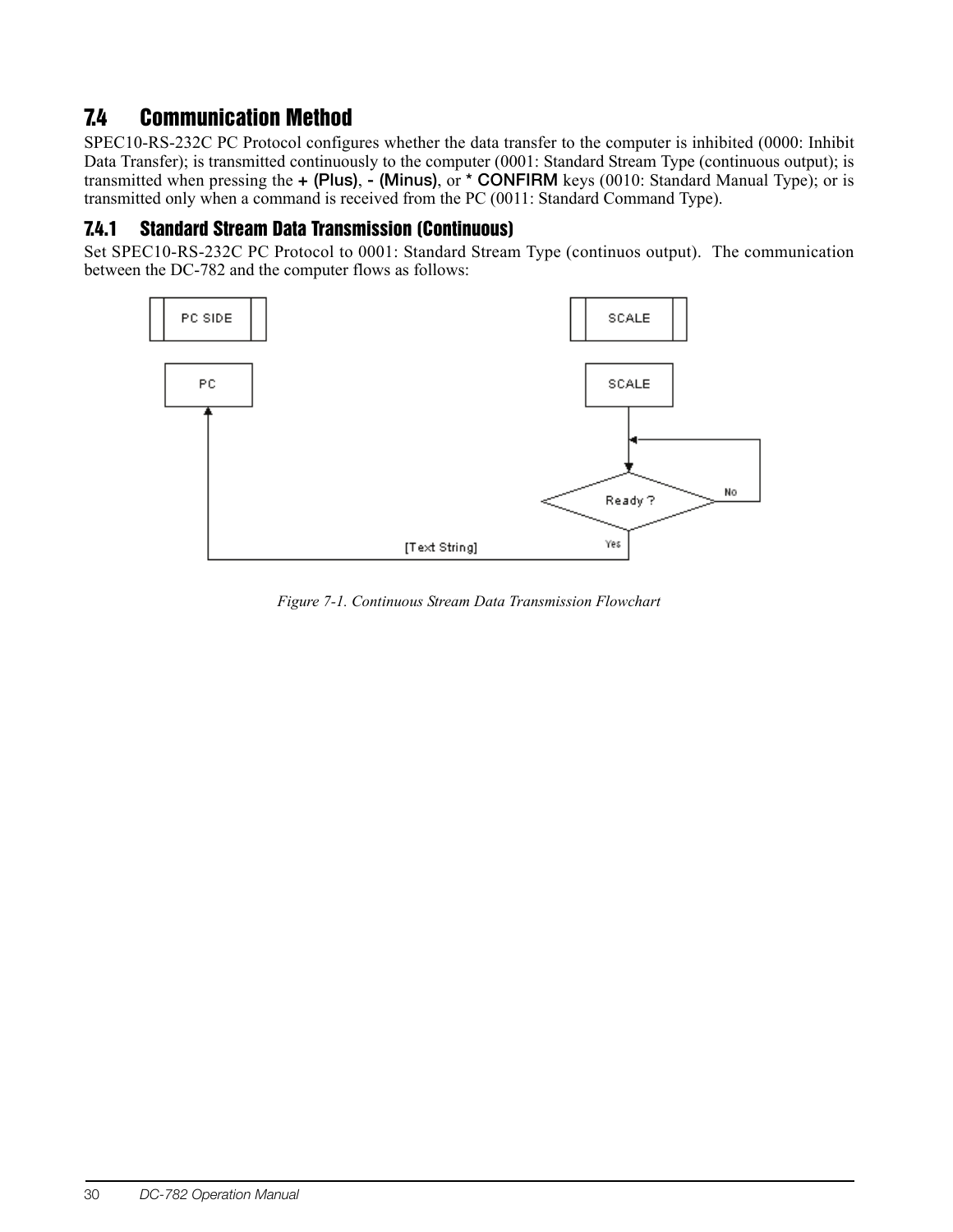## 7.4 Communication Method

SPEC10-RS-232C PC Protocol configures whether the data transfer to the computer is inhibited (0000: Inhibit Data Transfer); is transmitted continuously to the computer (0001: Standard Stream Type (continuous output); is transmitted when pressing the **+ (Plus)**, **- (Minus)**, or *** CONFIRM** keys (0010: Standard Manual Type); or is transmitted only when a command is received from the PC (0011: Standard Command Type).

### 7.4.1 Standard Stream Data Transmission (Continuous)

Set SPEC10-RS-232C PC Protocol to 0001: Standard Stream Type (continuos output). The communication between the DC-782 and the computer flows as follows:

PC SIDE | SCALE

PC | SCALE

Ready ? — No / Yes

[Text String]

*Figure 7-1. Continuous Stream Data Transmission Flowchart*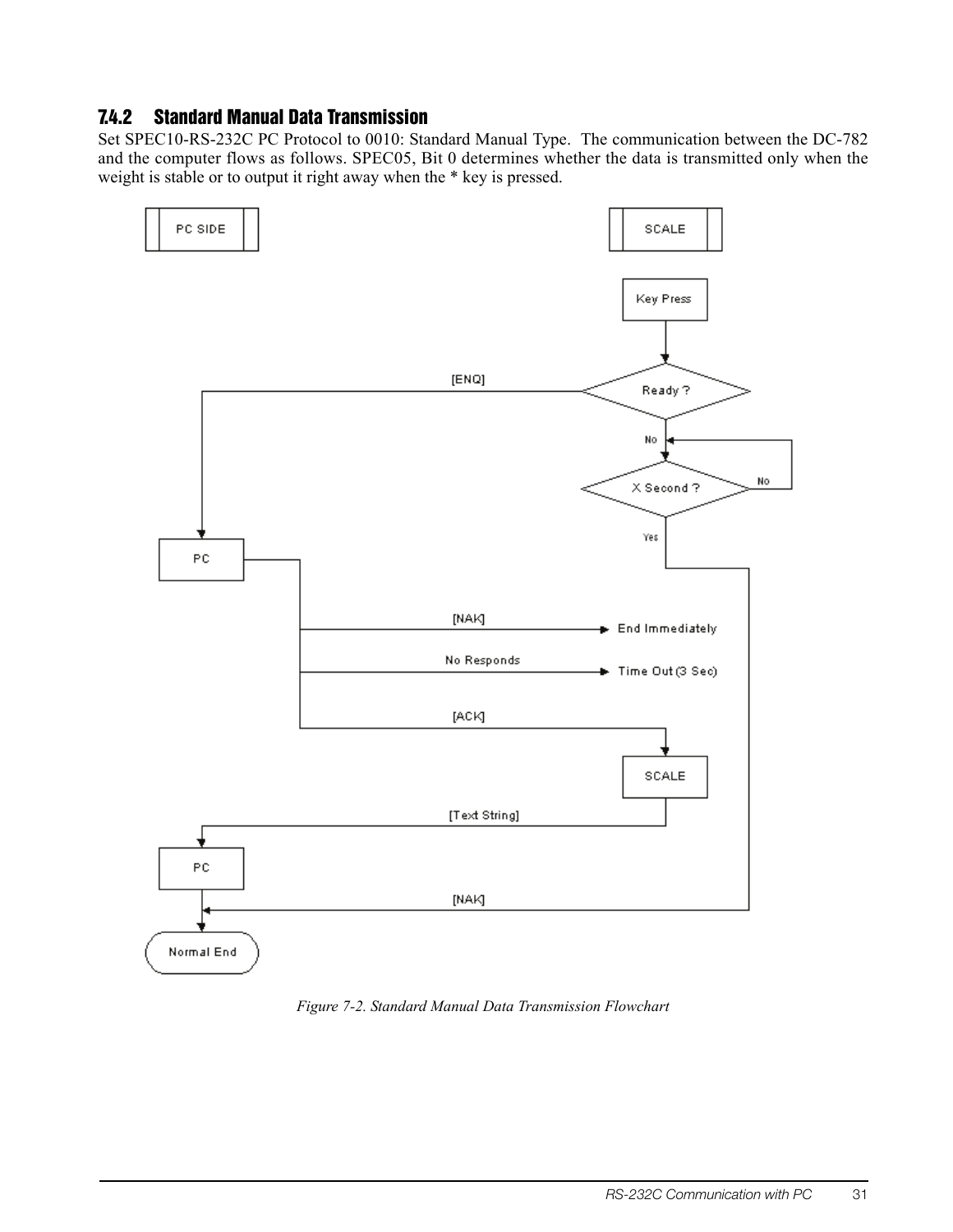### 7.4.2 Standard Manual Data Transmission

Set SPEC10-RS-232C PC Protocol to 0010: Standard Manual Type. The communication between the DC-782 and the computer flows as follows. SPEC05, Bit 0 determines whether the data is transmitted only when the weight is stable or to output it right away when the * key is pressed.

PC SIDE

SCALE

Key Press

Ready ?

[ENQ]

No

X Second ?

No

Yes

PC

[NAK]

End Immediately

No Responds

Time Out (3 Sec)

[ACK]

SCALE

[Text String]

PC

[NAK]

Normal End

*Figure 7-2. Standard Manual Data Transmission Flowchart*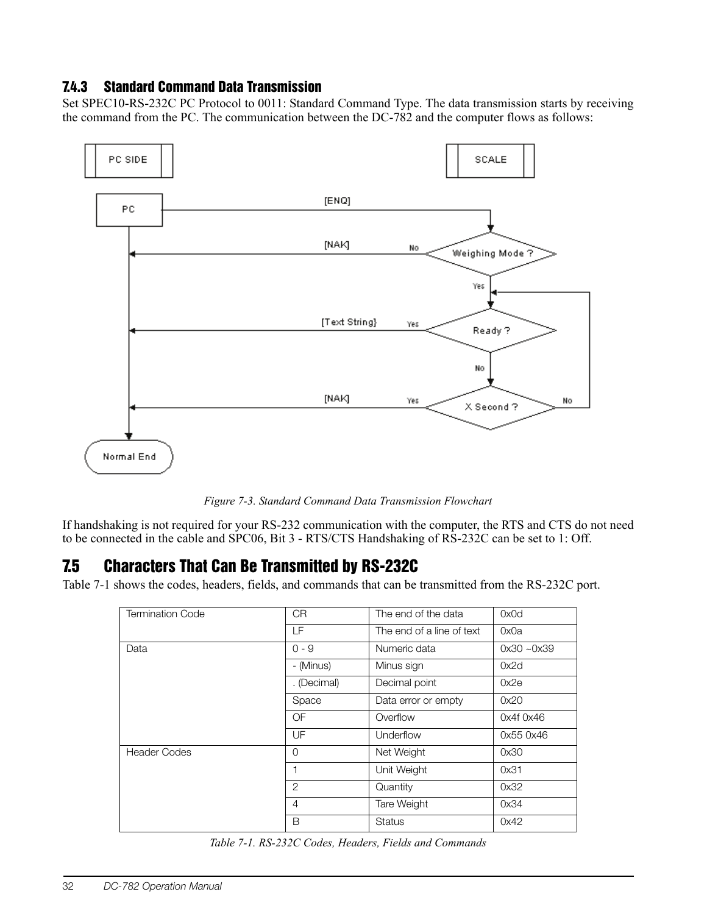### 7.4.3 Standard Command Data Transmission

Set SPEC10-RS-232C PC Protocol to 0011: Standard Command Type. The data transmission starts by receiving the command from the PC. The communication between the DC-782 and the computer flows as follows:

*Figure 7-3. Standard Command Data Transmission Flowchart*

If handshaking is not required for your RS-232 communication with the computer, the RTS and CTS do not need to be connected in the cable and SPC06, Bit 3 - RTS/CTS Handshaking of RS-232C can be set to 1: Off.

## 7.5 Characters That Can Be Transmitted by RS-232C

Table 7-1 shows the codes, headers, fields, and commands that can be transmitted from the RS-232C port.

| Termination Code | CR | The end of the data | 0x0d |
|---|---|---|---|
| | LF | The end of a line of text | 0x0a |
| Data | 0 - 9 | Numeric data | 0x30 ~0x39 |
| | - (Minus) | Minus sign | 0x2d |
| | . (Decimal) | Decimal point | 0x2e |
| | Space | Data error or empty | 0x20 |
| | OF | Overflow | 0x4f 0x46 |
| | UF | Underflow | 0x55 0x46 |
| Header Codes | 0 | Net Weight | 0x30 |
| | 1 | Unit Weight | 0x31 |
| | 2 | Quantity | 0x32 |
| | 4 | Tare Weight | 0x34 |
| | B | Status | 0x42 |

*Table 7-1. RS-232C Codes, Headers, Fields and Commands*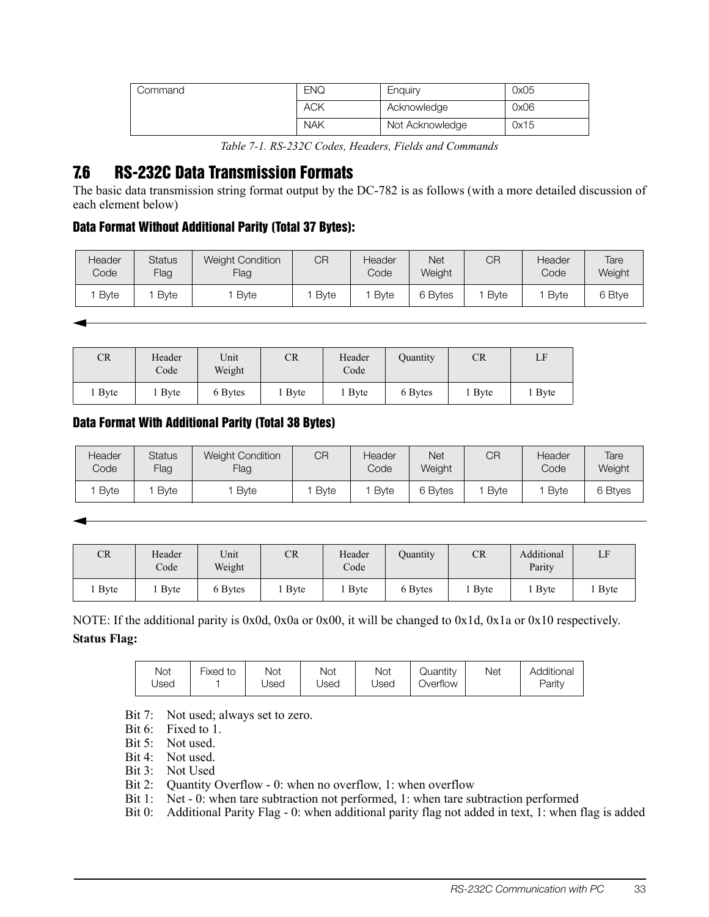| Command | ENQ | Enquiry | 0x05 |
|---|---|---|---|
| | ACK | Acknowledge | 0x06 |
| | NAK | Not Acknowledge | 0x15 |

*Table 7-1. RS-232C Codes, Headers, Fields and Commands*

## 7.6 RS-232C Data Transmission Formats

The basic data transmission string format output by the DC-782 is as follows (with a more detailed discussion of each element below)

### Data Format Without Additional Parity (Total 37 Bytes):

| Header Code | Status Flag | Weight Condition Flag | CR | Header Code | Net Weight | CR | Header Code | Tare Weight |
|---|---|---|---|---|---|---|---|---|
| 1 Byte | 1 Byte | 1 Byte | 1 Byte | 1 Byte | 6 Bytes | 1 Byte | 1 Byte | 6 Btye |

| CR | Header Code | Unit Weight | CR | Header Code | Quantity | CR | LF |
|---|---|---|---|---|---|---|---|
| 1 Byte | 1 Byte | 6 Bytes | 1 Byte | 1 Byte | 6 Bytes | 1 Byte | 1 Byte |

### Data Format With Additional Parity (Total 38 Bytes)

| Header Code | Status Flag | Weight Condition Flag | CR | Header Code | Net Weight | CR | Header Code | Tare Weight |
|---|---|---|---|---|---|---|---|---|
| 1 Byte | 1 Byte | 1 Byte | 1 Byte | 1 Byte | 6 Bytes | 1 Byte | 1 Byte | 6 Btyes |

| CR | Header Code | Unit Weight | CR | Header Code | Quantity | CR | Additional Parity | LF |
|---|---|---|---|---|---|---|---|---|
| 1 Byte | 1 Byte | 6 Bytes | 1 Byte | 1 Byte | 6 Bytes | 1 Byte | 1 Byte | 1 Byte |

NOTE: If the additional parity is 0x0d, 0x0a or 0x00, it will be changed to 0x1d, 0x1a or 0x10 respectively.

**Status Flag:**

| Not Used | Fixed to 1 | Not Used | Not Used | Not Used | Quantity Overflow | Net | Additional Parity |
|---|---|---|---|---|---|---|---|

Bit 7: Not used; always set to zero.
Bit 6: Fixed to 1.
Bit 5: Not used.
Bit 4: Not used.
Bit 3: Not Used
Bit 2: Quantity Overflow - 0: when no overflow, 1: when overflow
Bit 1: Net - 0: when tare subtraction not performed, 1: when tare subtraction performed
Bit 0: Additional Parity Flag - 0: when additional parity flag not added in text, 1: when flag is added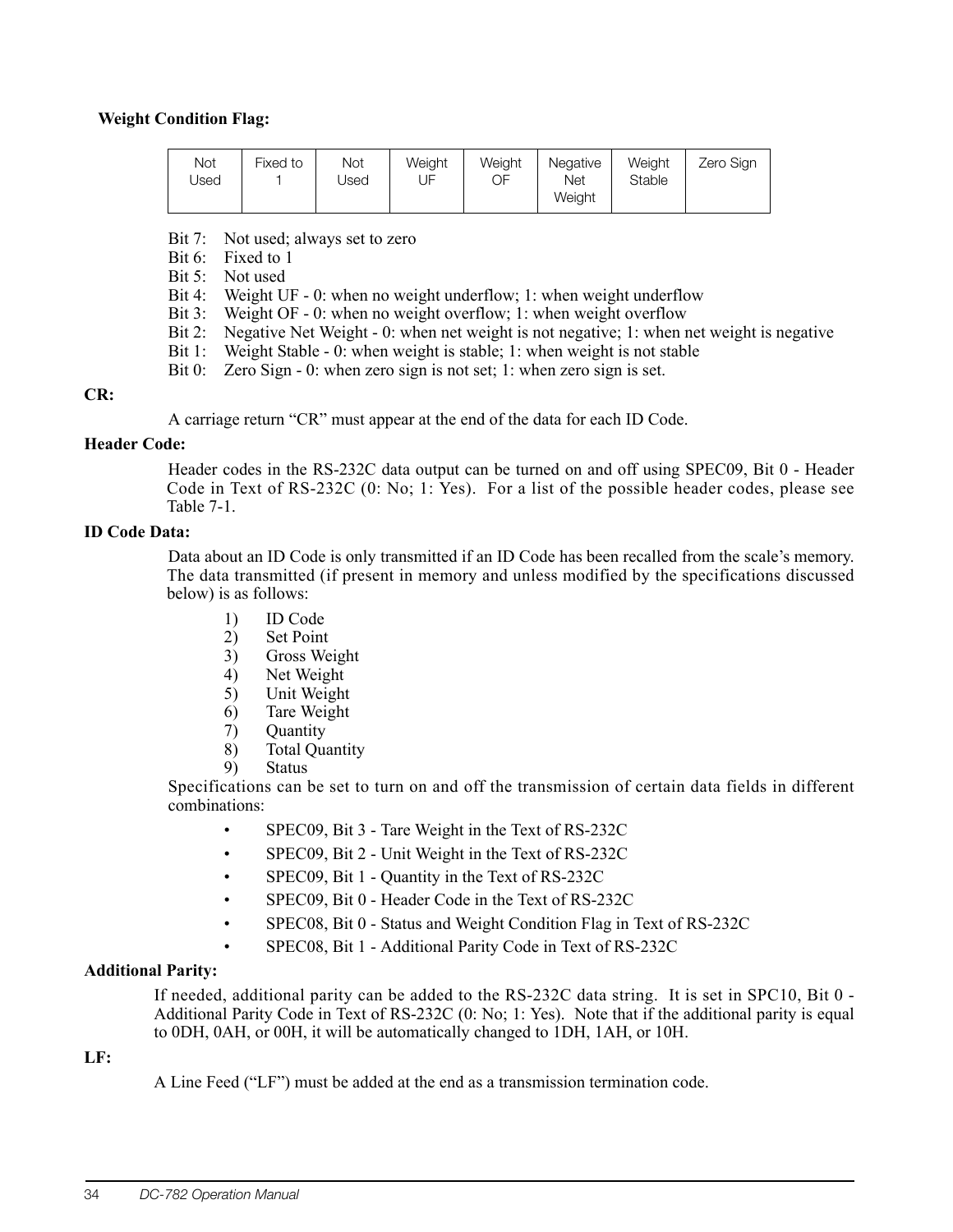**Weight Condition Flag:**

| Not Used | Fixed to 1 | Not Used | Weight UF | Weight OF | Negative Net Weight | Weight Stable | Zero Sign |
|---|---|---|---|---|---|---|---|

Bit 7: Not used; always set to zero
Bit 6: Fixed to 1
Bit 5: Not used
Bit 4: Weight UF - 0: when no weight underflow; 1: when weight underflow
Bit 3: Weight OF - 0: when no weight overflow; 1: when weight overflow
Bit 2: Negative Net Weight - 0: when net weight is not negative; 1: when net weight is negative
Bit 1: Weight Stable - 0: when weight is stable; 1: when weight is not stable
Bit 0: Zero Sign - 0: when zero sign is not set; 1: when zero sign is set.

**CR:**

A carriage return "CR" must appear at the end of the data for each ID Code.

**Header Code:**

Header codes in the RS-232C data output can be turned on and off using SPEC09, Bit 0 - Header Code in Text of RS-232C (0: No; 1: Yes). For a list of the possible header codes, please see Table 7-1.

**ID Code Data:**

Data about an ID Code is only transmitted if an ID Code has been recalled from the scale's memory. The data transmitted (if present in memory and unless modified by the specifications discussed below) is as follows:

1) ID Code
2) Set Point
3) Gross Weight
4) Net Weight
5) Unit Weight
6) Tare Weight
7) Quantity
8) Total Quantity
9) Status

Specifications can be set to turn on and off the transmission of certain data fields in different combinations:

- SPEC09, Bit 3 - Tare Weight in the Text of RS-232C
- SPEC09, Bit 2 - Unit Weight in the Text of RS-232C
- SPEC09, Bit 1 - Quantity in the Text of RS-232C
- SPEC09, Bit 0 - Header Code in the Text of RS-232C
- SPEC08, Bit 0 - Status and Weight Condition Flag in Text of RS-232C
- SPEC08, Bit 1 - Additional Parity Code in Text of RS-232C

**Additional Parity:**

If needed, additional parity can be added to the RS-232C data string. It is set in SPC10, Bit 0 - Additional Parity Code in Text of RS-232C (0: No; 1: Yes). Note that if the additional parity is equal to 0DH, 0AH, or 00H, it will be automatically changed to 1DH, 1AH, or 10H.

**LF:**

A Line Feed ("LF") must be added at the end as a transmission termination code.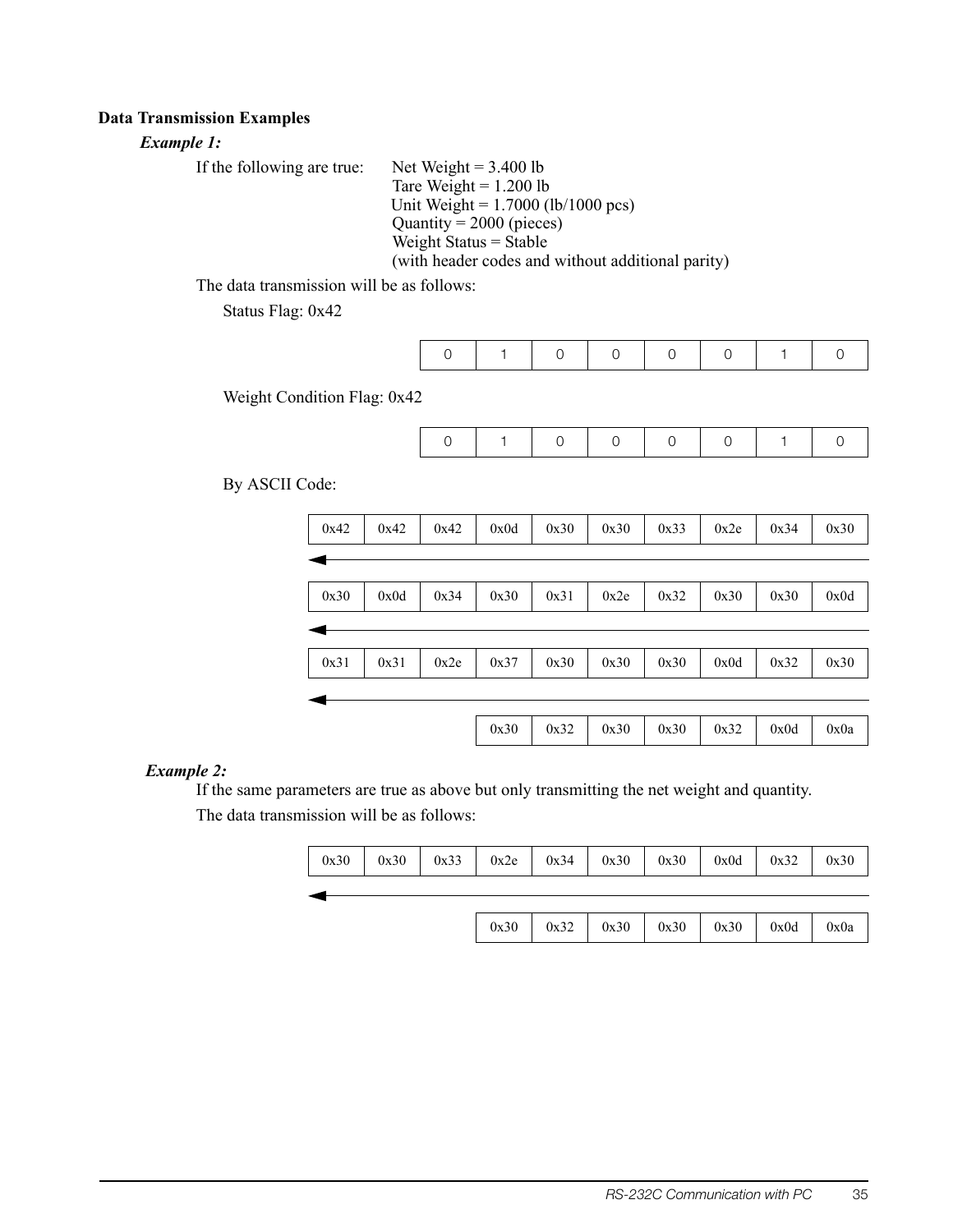**Data Transmission Examples**

***Example 1:***

If the following are true: Net Weight = 3.400 lb
Tare Weight = 1.200 lb
Unit Weight = 1.7000 (lb/1000 pcs)
Quantity = 2000 (pieces)
Weight Status = Stable
(with header codes and without additional parity)

The data transmission will be as follows:

Status Flag: 0x42

| 0 | 1 | 0 | 0 | 0 | 0 | 1 | 0 |
|---|---|---|---|---|---|---|---|

Weight Condition Flag: 0x42

| 0 | 1 | 0 | 0 | 0 | 0 | 1 | 0 |
|---|---|---|---|---|---|---|---|

By ASCII Code:

| 0x42 | 0x42 | 0x42 | 0x0d | 0x30 | 0x30 | 0x33 | 0x2e | 0x34 | 0x30 |
|---|---|---|---|---|---|---|---|---|---|
| 0x30 | 0x0d | 0x34 | 0x30 | 0x31 | 0x2e | 0x32 | 0x30 | 0x30 | 0x0d |
| 0x31 | 0x31 | 0x2e | 0x37 | 0x30 | 0x30 | 0x30 | 0x0d | 0x32 | 0x30 |
| | | | 0x30 | 0x32 | 0x30 | 0x30 | 0x32 | 0x0d | 0x0a |

***Example 2:***

If the same parameters are true as above but only transmitting the net weight and quantity.

The data transmission will be as follows:

| 0x30 | 0x30 | 0x33 | 0x2e | 0x34 | 0x30 | 0x30 | 0x0d | 0x32 | 0x30 |
|---|---|---|---|---|---|---|---|---|---|
| | | | 0x30 | 0x32 | 0x30 | 0x30 | 0x30 | 0x0d | 0x0a |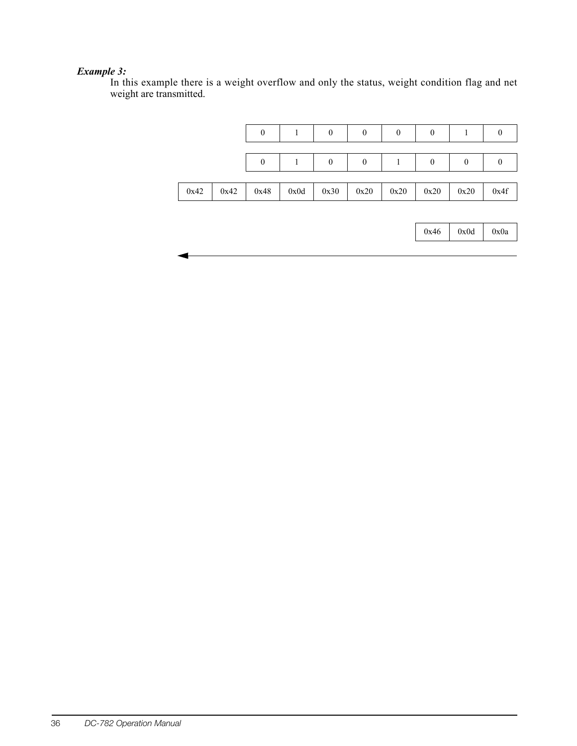***Example 3:***

In this example there is a weight overflow and only the status, weight condition flag and net weight are transmitted.

|   |   | 0 | 1 | 0 | 0 | 0 | 0 | 1 | 0 |
|---|---|---|---|---|---|---|---|---|---|
|   |   | 0 | 1 | 0 | 0 | 1 | 0 | 0 | 0 |
| 0x42 | 0x42 | 0x48 | 0x0d | 0x30 | 0x20 | 0x20 | 0x20 | 0x20 | 0x4f |
|   |   |   |   |   |   |   | 0x46 | 0x0d | 0x0a |

◄──────────────────────────────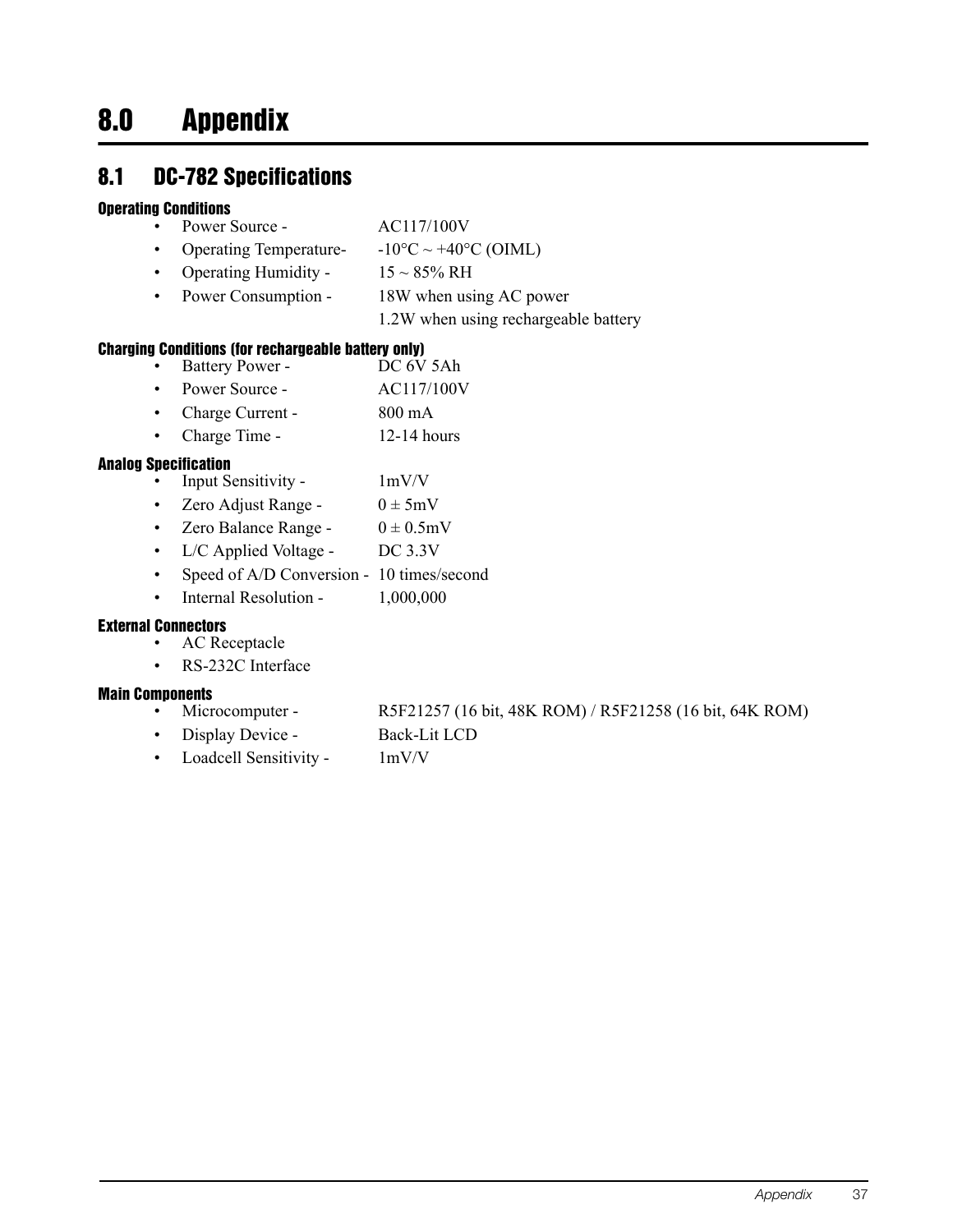# 8.0 Appendix

## 8.1 DC-782 Specifications

### Operating Conditions

- Power Source - AC117/100V
- Operating Temperature- -10°C ~ +40°C (OIML)
- Operating Humidity - 15 ~ 85% RH
- Power Consumption - 18W when using AC power
  1.2W when using rechargeable battery

### Charging Conditions (for rechargeable battery only)

- Battery Power - DC 6V 5Ah
- Power Source - AC117/100V
- Charge Current - 800 mA
- Charge Time - 12-14 hours

### Analog Specification

- Input Sensitivity - 1mV/V
- Zero Adjust Range - 0 ± 5mV
- Zero Balance Range - 0 ± 0.5mV
- L/C Applied Voltage - DC 3.3V
- Speed of A/D Conversion - 10 times/second
- Internal Resolution - 1,000,000

### External Connectors

- AC Receptacle
- RS-232C Interface

### Main Components

- Microcomputer - R5F21257 (16 bit, 48K ROM) / R5F21258 (16 bit, 64K ROM)
- Display Device - Back-Lit LCD
- Loadcell Sensitivity - 1mV/V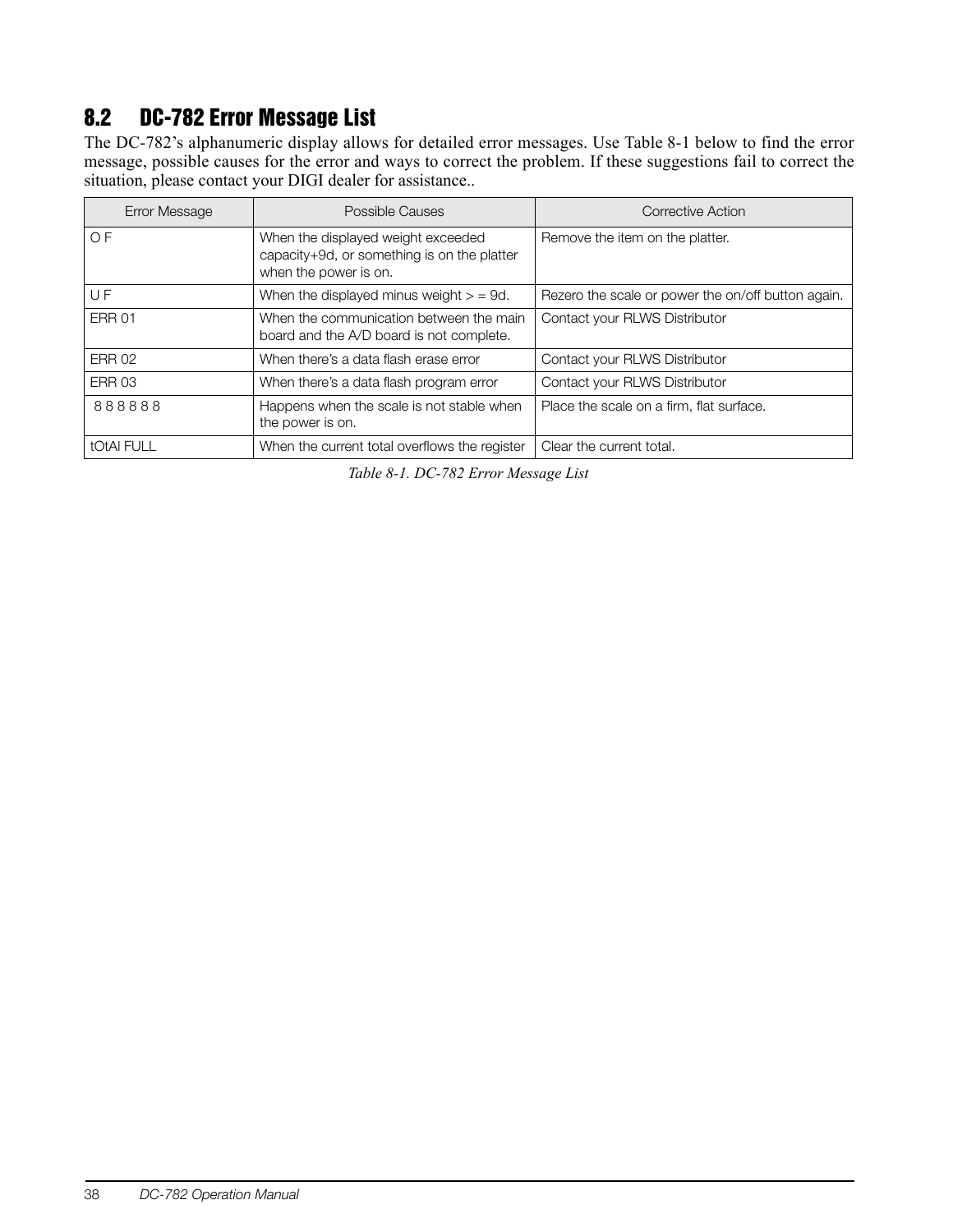## 8.2 DC-782 Error Message List

The DC-782's alphanumeric display allows for detailed error messages. Use Table 8-1 below to find the error message, possible causes for the error and ways to correct the problem. If these suggestions fail to correct the situation, please contact your DIGI dealer for assistance..

| Error Message | Possible Causes | Corrective Action |
|---|---|---|
| O F | When the displayed weight exceeded capacity+9d, or something is on the platter when the power is on. | Remove the item on the platter. |
| U F | When the displayed minus weight > = 9d. | Rezero the scale or power the on/off button again. |
| ERR 01 | When the communication between the main board and the A/D board is not complete. | Contact your RLWS Distributor |
| ERR 02 | When there's a data flash erase error | Contact your RLWS Distributor |
| ERR 03 | When there's a data flash program error | Contact your RLWS Distributor |
| 8 8 8 8 8 8 | Happens when the scale is not stable when the power is on. | Place the scale on a firm, flat surface. |
| tOtAl FULL | When the current total overflows the register | Clear the current total. |

*Table 8-1. DC-782 Error Message List*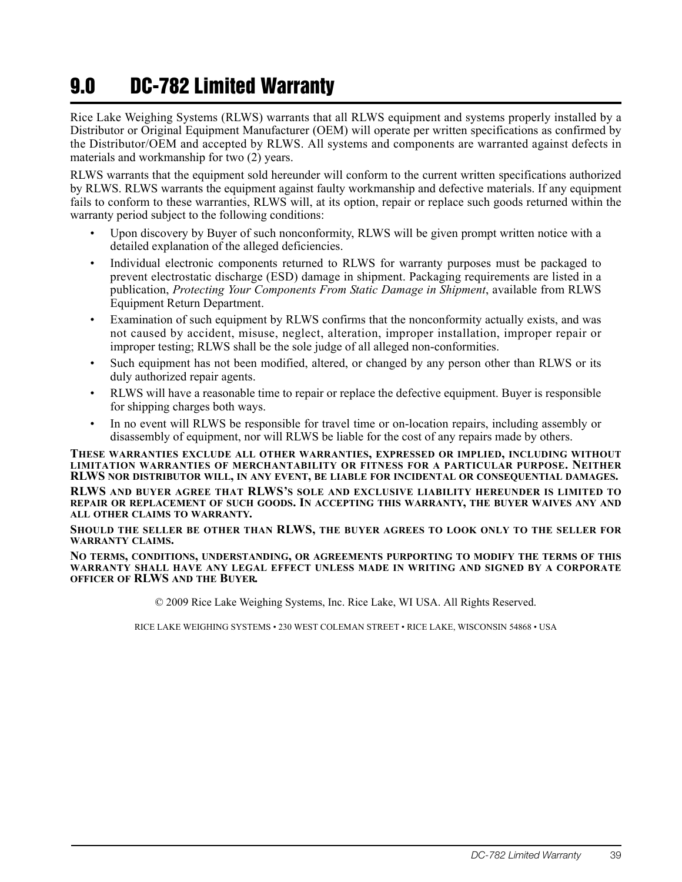# 9.0 DC-782 Limited Warranty

Rice Lake Weighing Systems (RLWS) warrants that all RLWS equipment and systems properly installed by a Distributor or Original Equipment Manufacturer (OEM) will operate per written specifications as confirmed by the Distributor/OEM and accepted by RLWS. All systems and components are warranted against defects in materials and workmanship for two (2) years.

RLWS warrants that the equipment sold hereunder will conform to the current written specifications authorized by RLWS. RLWS warrants the equipment against faulty workmanship and defective materials. If any equipment fails to conform to these warranties, RLWS will, at its option, repair or replace such goods returned within the warranty period subject to the following conditions:

- Upon discovery by Buyer of such nonconformity, RLWS will be given prompt written notice with a detailed explanation of the alleged deficiencies.
- Individual electronic components returned to RLWS for warranty purposes must be packaged to prevent electrostatic discharge (ESD) damage in shipment. Packaging requirements are listed in a publication, *Protecting Your Components From Static Damage in Shipment*, available from RLWS Equipment Return Department.
- Examination of such equipment by RLWS confirms that the nonconformity actually exists, and was not caused by accident, misuse, neglect, alteration, improper installation, improper repair or improper testing; RLWS shall be the sole judge of all alleged non-conformities.
- Such equipment has not been modified, altered, or changed by any person other than RLWS or its duly authorized repair agents.
- RLWS will have a reasonable time to repair or replace the defective equipment. Buyer is responsible for shipping charges both ways.
- In no event will RLWS be responsible for travel time or on-location repairs, including assembly or disassembly of equipment, nor will RLWS be liable for the cost of any repairs made by others.

**THESE WARRANTIES EXCLUDE ALL OTHER WARRANTIES, EXPRESSED OR IMPLIED, INCLUDING WITHOUT LIMITATION WARRANTIES OF MERCHANTABILITY OR FITNESS FOR A PARTICULAR PURPOSE. NEITHER RLWS NOR DISTRIBUTOR WILL, IN ANY EVENT, BE LIABLE FOR INCIDENTAL OR CONSEQUENTIAL DAMAGES.**

**RLWS AND BUYER AGREE THAT RLWS'S SOLE AND EXCLUSIVE LIABILITY HEREUNDER IS LIMITED TO REPAIR OR REPLACEMENT OF SUCH GOODS. IN ACCEPTING THIS WARRANTY, THE BUYER WAIVES ANY AND ALL OTHER CLAIMS TO WARRANTY.**

**SHOULD THE SELLER BE OTHER THAN RLWS, THE BUYER AGREES TO LOOK ONLY TO THE SELLER FOR WARRANTY CLAIMS.**

**NO TERMS, CONDITIONS, UNDERSTANDING, OR AGREEMENTS PURPORTING TO MODIFY THE TERMS OF THIS WARRANTY SHALL HAVE ANY LEGAL EFFECT UNLESS MADE IN WRITING AND SIGNED BY A CORPORATE OFFICER OF RLWS AND THE BUYER.**

© 2009 Rice Lake Weighing Systems, Inc. Rice Lake, WI USA. All Rights Reserved.

RICE LAKE WEIGHING SYSTEMS • 230 WEST COLEMAN STREET • RICE LAKE, WISCONSIN 54868 • USA